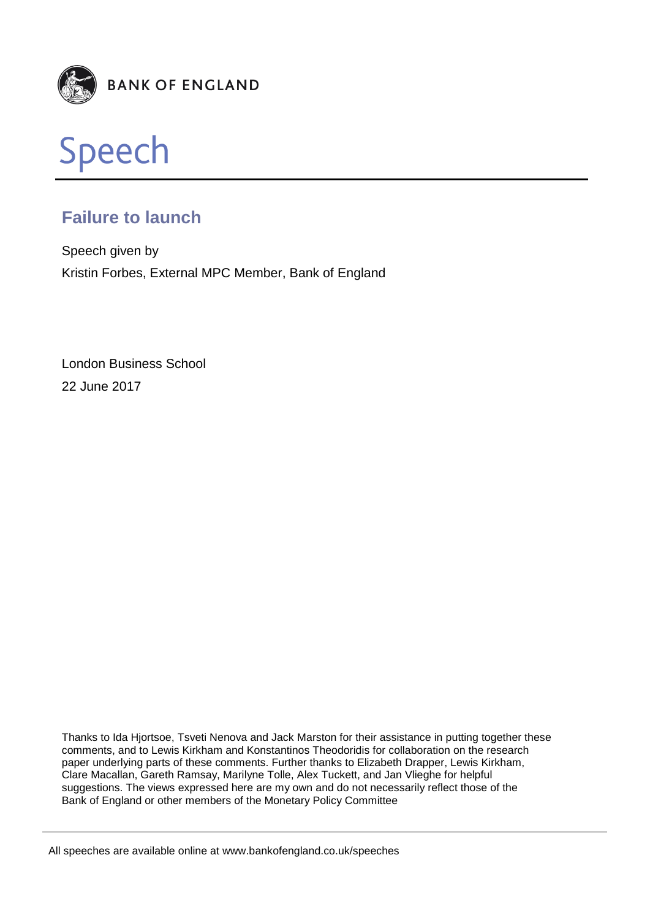BANK OF ENGLAND

# Speech

## Failure to launch

Speech given by

Kristin Forbes, External MPC Member, Bank of England

London Business School

22 June 2017

Thanks to Ida Hjortsoe, Tsveti Nenova and Jack Marston for their assistance in putting together these comments, and to Lewis Kirkham and Konstantinos Theodoridis for collaboration on the research paper underlying parts of these comments. Further thanks to Elizabeth Drapper, Lewis Kirkham, Clare Macallan, Gareth Ramsay, Marilyne Tolle, Alex Tuckett, and Jan Vlieghe for helpful suggestions. The views expressed here are my own and do not necessarily reflect those of the Bank of England or other members of the Monetary Policy Committee

All speeches are available online at www.bankofengland.co.uk/speeches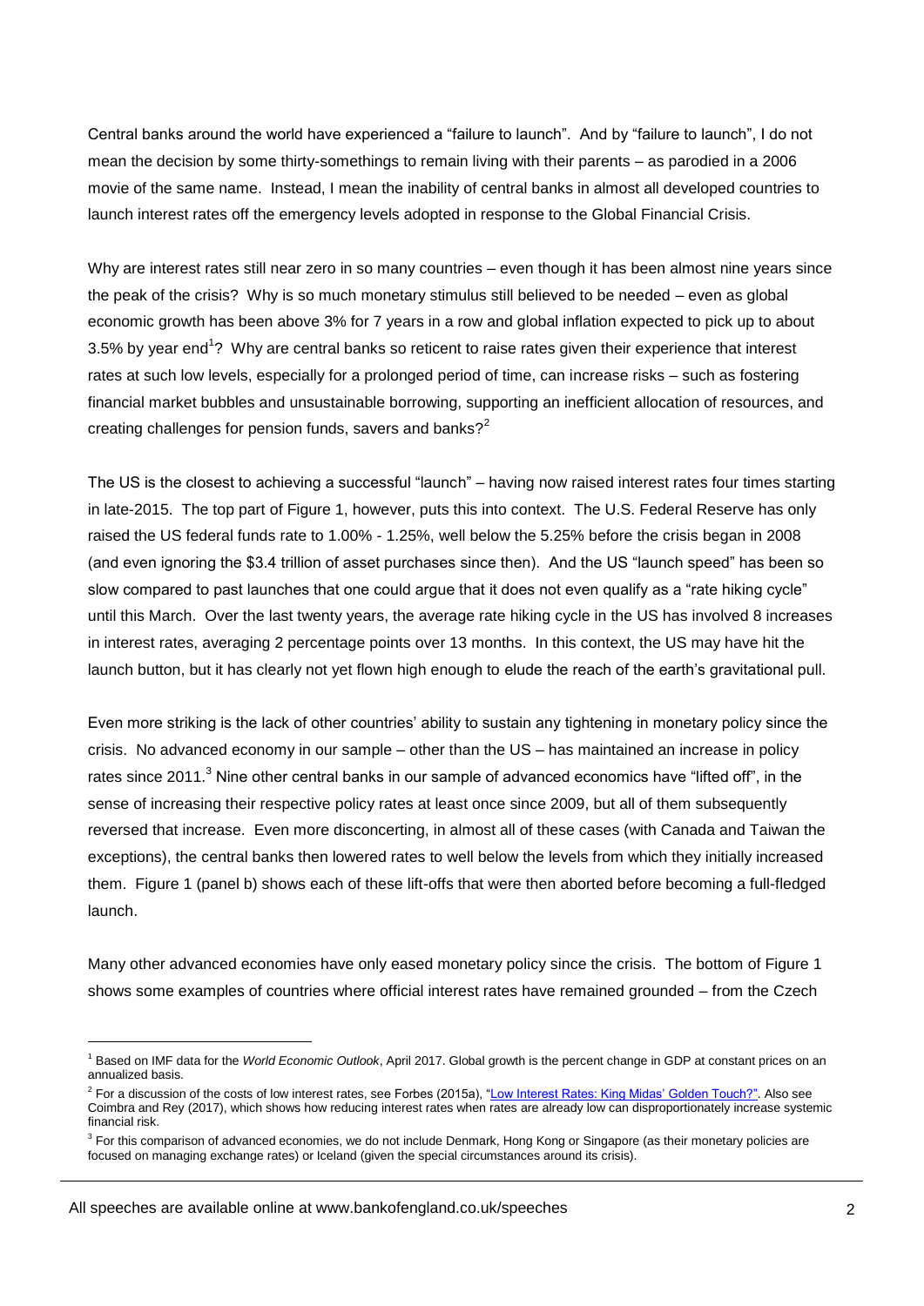Central banks around the world have experienced a "failure to launch". And by "failure to launch", I do not mean the decision by some thirty-somethings to remain living with their parents – as parodied in a 2006 movie of the same name. Instead, I mean the inability of central banks in almost all developed countries to launch interest rates off the emergency levels adopted in response to the Global Financial Crisis.

Why are interest rates still near zero in so many countries – even though it has been almost nine years since the peak of the crisis? Why is so much monetary stimulus still believed to be needed – even as global economic growth has been above 3% for 7 years in a row and global inflation expected to pick up to about 3.5% by year end[1]? Why are central banks so reticent to raise rates given their experience that interest rates at such low levels, especially for a prolonged period of time, can increase risks – such as fostering financial market bubbles and unsustainable borrowing, supporting an inefficient allocation of resources, and creating challenges for pension funds, savers and banks?[2]

The US is the closest to achieving a successful "launch" – having now raised interest rates four times starting in late-2015. The top part of Figure 1, however, puts this into context. The U.S. Federal Reserve has only raised the US federal funds rate to 1.00% - 1.25%, well below the 5.25% before the crisis began in 2008 (and even ignoring the $3.4 trillion of asset purchases since then). And the US "launch speed" has been so slow compared to past launches that one could argue that it does not even qualify as a "rate hiking cycle" until this March. Over the last twenty years, the average rate hiking cycle in the US has involved 8 increases in interest rates, averaging 2 percentage points over 13 months. In this context, the US may have hit the launch button, but it has clearly not yet flown high enough to elude the reach of the earth's gravitational pull.

Even more striking is the lack of other countries' ability to sustain any tightening in monetary policy since the crisis. No advanced economy in our sample – other than the US – has maintained an increase in policy rates since 2011.[3] Nine other central banks in our sample of advanced economics have "lifted off", in the sense of increasing their respective policy rates at least once since 2009, but all of them subsequently reversed that increase. Even more disconcerting, in almost all of these cases (with Canada and Taiwan the exceptions), the central banks then lowered rates to well below the levels from which they initially increased them. Figure 1 (panel b) shows each of these lift-offs that were then aborted before becoming a full-fledged launch.

Many other advanced economies have only eased monetary policy since the crisis. The bottom of Figure 1 shows some examples of countries where official interest rates have remained grounded – from the Czech

---

[1] Based on IMF data for the *World Economic Outlook*, April 2017. Global growth is the percent change in GDP at constant prices on an annualized basis.

[2] For a discussion of the costs of low interest rates, see Forbes (2015a), "Low Interest Rates: King Midas' Golden Touch?". Also see Coimbra and Rey (2017), which shows how reducing interest rates when rates are already low can disproportionately increase systemic financial risk.

[3] For this comparison of advanced economies, we do not include Denmark, Hong Kong or Singapore (as their monetary policies are focused on managing exchange rates) or Iceland (given the special circumstances around its crisis).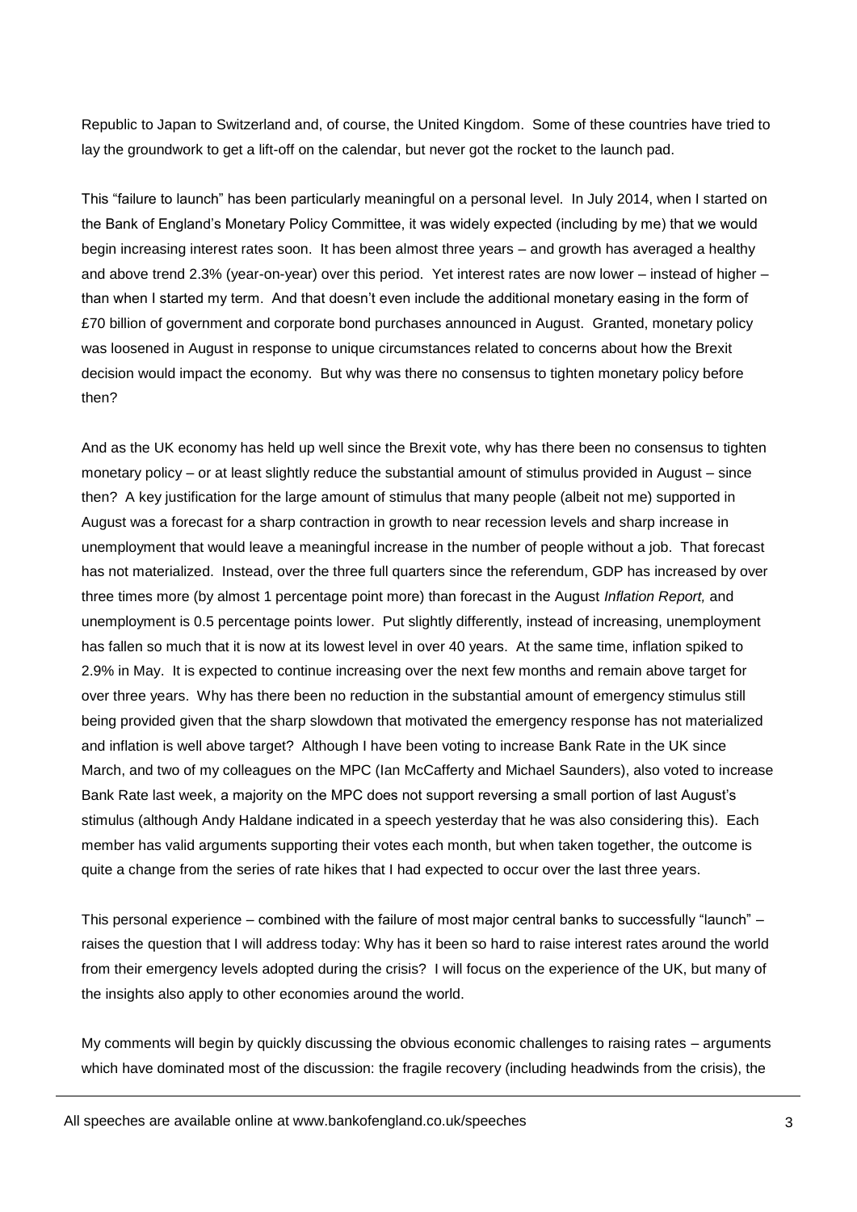Republic to Japan to Switzerland and, of course, the United Kingdom. Some of these countries have tried to lay the groundwork to get a lift-off on the calendar, but never got the rocket to the launch pad.

This "failure to launch" has been particularly meaningful on a personal level. In July 2014, when I started on the Bank of England's Monetary Policy Committee, it was widely expected (including by me) that we would begin increasing interest rates soon. It has been almost three years – and growth has averaged a healthy and above trend 2.3% (year-on-year) over this period. Yet interest rates are now lower – instead of higher – than when I started my term. And that doesn't even include the additional monetary easing in the form of £70 billion of government and corporate bond purchases announced in August. Granted, monetary policy was loosened in August in response to unique circumstances related to concerns about how the Brexit decision would impact the economy. But why was there no consensus to tighten monetary policy before then?

And as the UK economy has held up well since the Brexit vote, why has there been no consensus to tighten monetary policy – or at least slightly reduce the substantial amount of stimulus provided in August – since then? A key justification for the large amount of stimulus that many people (albeit not me) supported in August was a forecast for a sharp contraction in growth to near recession levels and sharp increase in unemployment that would leave a meaningful increase in the number of people without a job. That forecast has not materialized. Instead, over the three full quarters since the referendum, GDP has increased by over three times more (by almost 1 percentage point more) than forecast in the August *Inflation Report,* and unemployment is 0.5 percentage points lower. Put slightly differently, instead of increasing, unemployment has fallen so much that it is now at its lowest level in over 40 years. At the same time, inflation spiked to 2.9% in May. It is expected to continue increasing over the next few months and remain above target for over three years. Why has there been no reduction in the substantial amount of emergency stimulus still being provided given that the sharp slowdown that motivated the emergency response has not materialized and inflation is well above target? Although I have been voting to increase Bank Rate in the UK since March, and two of my colleagues on the MPC (Ian McCafferty and Michael Saunders), also voted to increase Bank Rate last week, a majority on the MPC does not support reversing a small portion of last August's stimulus (although Andy Haldane indicated in a speech yesterday that he was also considering this). Each member has valid arguments supporting their votes each month, but when taken together, the outcome is quite a change from the series of rate hikes that I had expected to occur over the last three years.

This personal experience – combined with the failure of most major central banks to successfully "launch" – raises the question that I will address today: Why has it been so hard to raise interest rates around the world from their emergency levels adopted during the crisis? I will focus on the experience of the UK, but many of the insights also apply to other economies around the world.

My comments will begin by quickly discussing the obvious economic challenges to raising rates – arguments which have dominated most of the discussion: the fragile recovery (including headwinds from the crisis), the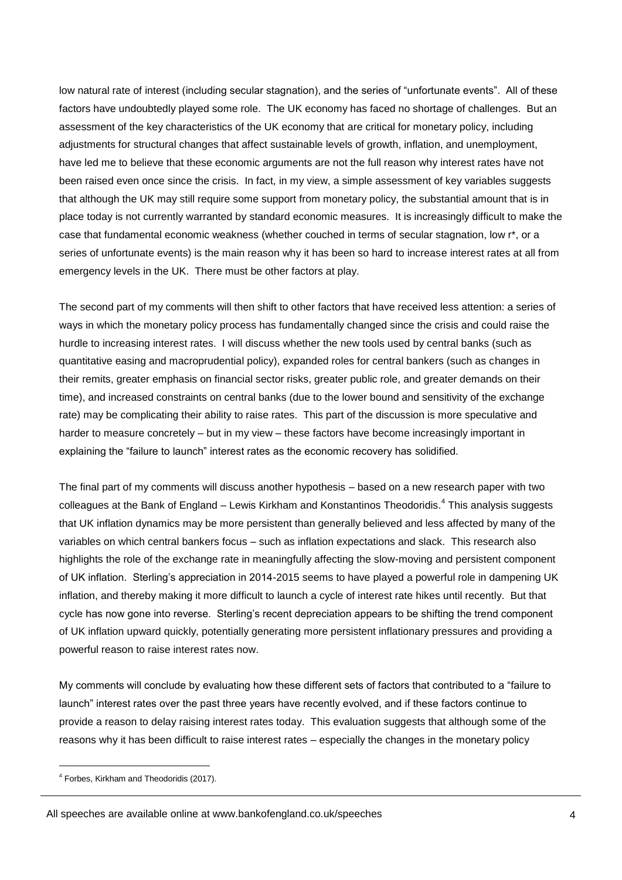low natural rate of interest (including secular stagnation), and the series of "unfortunate events". All of these factors have undoubtedly played some role. The UK economy has faced no shortage of challenges. But an assessment of the key characteristics of the UK economy that are critical for monetary policy, including adjustments for structural changes that affect sustainable levels of growth, inflation, and unemployment, have led me to believe that these economic arguments are not the full reason why interest rates have not been raised even once since the crisis. In fact, in my view, a simple assessment of key variables suggests that although the UK may still require some support from monetary policy, the substantial amount that is in place today is not currently warranted by standard economic measures. It is increasingly difficult to make the case that fundamental economic weakness (whether couched in terms of secular stagnation, low r*, or a series of unfortunate events) is the main reason why it has been so hard to increase interest rates at all from emergency levels in the UK. There must be other factors at play.

The second part of my comments will then shift to other factors that have received less attention: a series of ways in which the monetary policy process has fundamentally changed since the crisis and could raise the hurdle to increasing interest rates. I will discuss whether the new tools used by central banks (such as quantitative easing and macroprudential policy), expanded roles for central bankers (such as changes in their remits, greater emphasis on financial sector risks, greater public role, and greater demands on their time), and increased constraints on central banks (due to the lower bound and sensitivity of the exchange rate) may be complicating their ability to raise rates. This part of the discussion is more speculative and harder to measure concretely – but in my view – these factors have become increasingly important in explaining the "failure to launch" interest rates as the economic recovery has solidified.

The final part of my comments will discuss another hypothesis – based on a new research paper with two colleagues at the Bank of England – Lewis Kirkham and Konstantinos Theodoridis.[4] This analysis suggests that UK inflation dynamics may be more persistent than generally believed and less affected by many of the variables on which central bankers focus – such as inflation expectations and slack. This research also highlights the role of the exchange rate in meaningfully affecting the slow-moving and persistent component of UK inflation. Sterling's appreciation in 2014-2015 seems to have played a powerful role in dampening UK inflation, and thereby making it more difficult to launch a cycle of interest rate hikes until recently. But that cycle has now gone into reverse. Sterling's recent depreciation appears to be shifting the trend component of UK inflation upward quickly, potentially generating more persistent inflationary pressures and providing a powerful reason to raise interest rates now.

My comments will conclude by evaluating how these different sets of factors that contributed to a "failure to launch" interest rates over the past three years have recently evolved, and if these factors continue to provide a reason to delay raising interest rates today. This evaluation suggests that although some of the reasons why it has been difficult to raise interest rates – especially the changes in the monetary policy

[4] Forbes, Kirkham and Theodoridis (2017).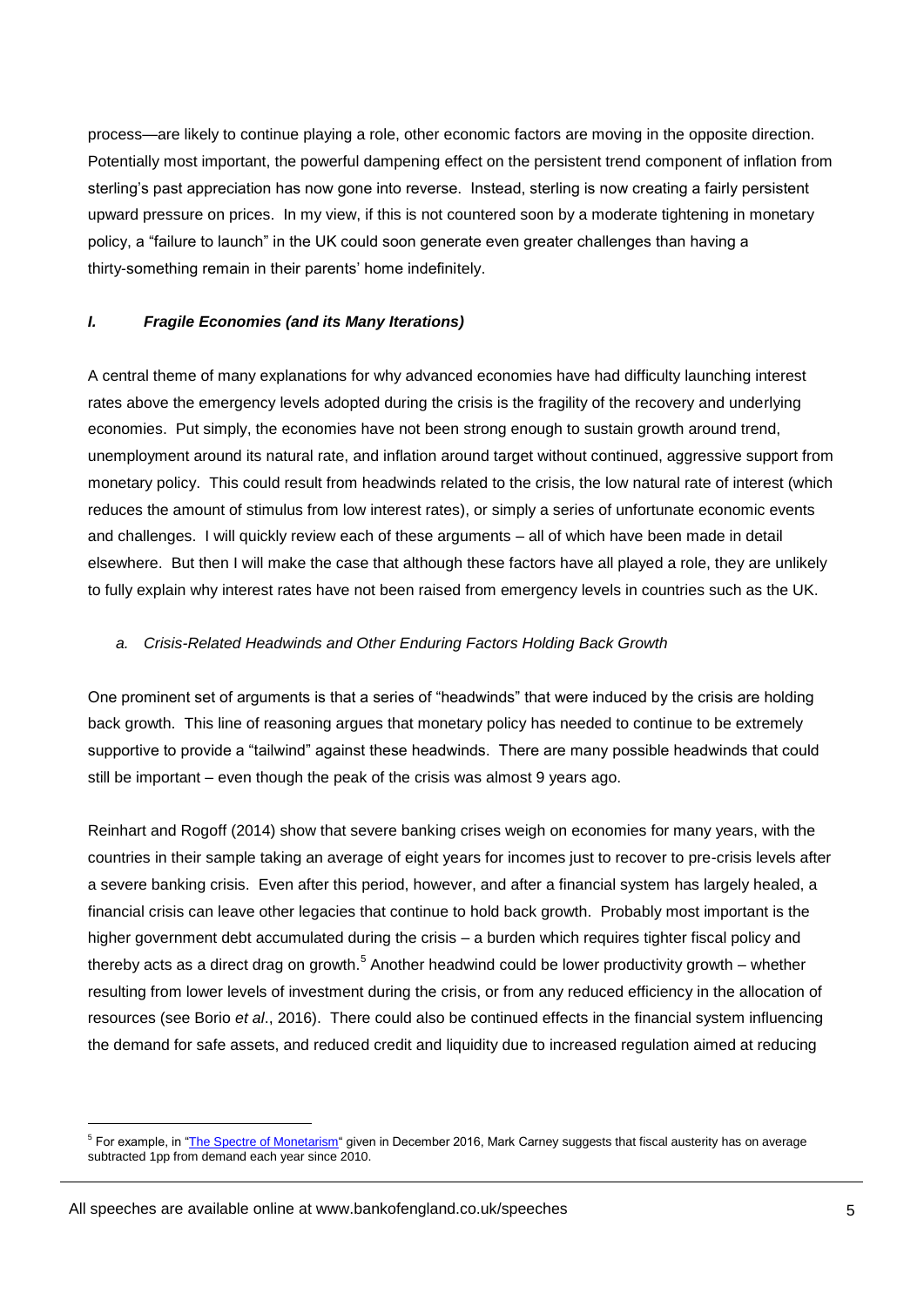process—are likely to continue playing a role, other economic factors are moving in the opposite direction. Potentially most important, the powerful dampening effect on the persistent trend component of inflation from sterling's past appreciation has now gone into reverse. Instead, sterling is now creating a fairly persistent upward pressure on prices. In my view, if this is not countered soon by a moderate tightening in monetary policy, a "failure to launch" in the UK could soon generate even greater challenges than having a thirty-something remain in their parents' home indefinitely.

## *I. Fragile Economies (and its Many Iterations)*

A central theme of many explanations for why advanced economies have had difficulty launching interest rates above the emergency levels adopted during the crisis is the fragility of the recovery and underlying economies. Put simply, the economies have not been strong enough to sustain growth around trend, unemployment around its natural rate, and inflation around target without continued, aggressive support from monetary policy. This could result from headwinds related to the crisis, the low natural rate of interest (which reduces the amount of stimulus from low interest rates), or simply a series of unfortunate economic events and challenges. I will quickly review each of these arguments – all of which have been made in detail elsewhere. But then I will make the case that although these factors have all played a role, they are unlikely to fully explain why interest rates have not been raised from emergency levels in countries such as the UK.

### *a. Crisis-Related Headwinds and Other Enduring Factors Holding Back Growth*

One prominent set of arguments is that a series of "headwinds" that were induced by the crisis are holding back growth. This line of reasoning argues that monetary policy has needed to continue to be extremely supportive to provide a "tailwind" against these headwinds. There are many possible headwinds that could still be important – even though the peak of the crisis was almost 9 years ago.

Reinhart and Rogoff (2014) show that severe banking crises weigh on economies for many years, with the countries in their sample taking an average of eight years for incomes just to recover to pre-crisis levels after a severe banking crisis. Even after this period, however, and after a financial system has largely healed, a financial crisis can leave other legacies that continue to hold back growth. Probably most important is the higher government debt accumulated during the crisis – a burden which requires tighter fiscal policy and thereby acts as a direct drag on growth.[5] Another headwind could be lower productivity growth – whether resulting from lower levels of investment during the crisis, or from any reduced efficiency in the allocation of resources (see Borio *et al*., 2016). There could also be continued effects in the financial system influencing the demand for safe assets, and reduced credit and liquidity due to increased regulation aimed at reducing

[5] For example, in "The Spectre of Monetarism" given in December 2016, Mark Carney suggests that fiscal austerity has on average subtracted 1pp from demand each year since 2010.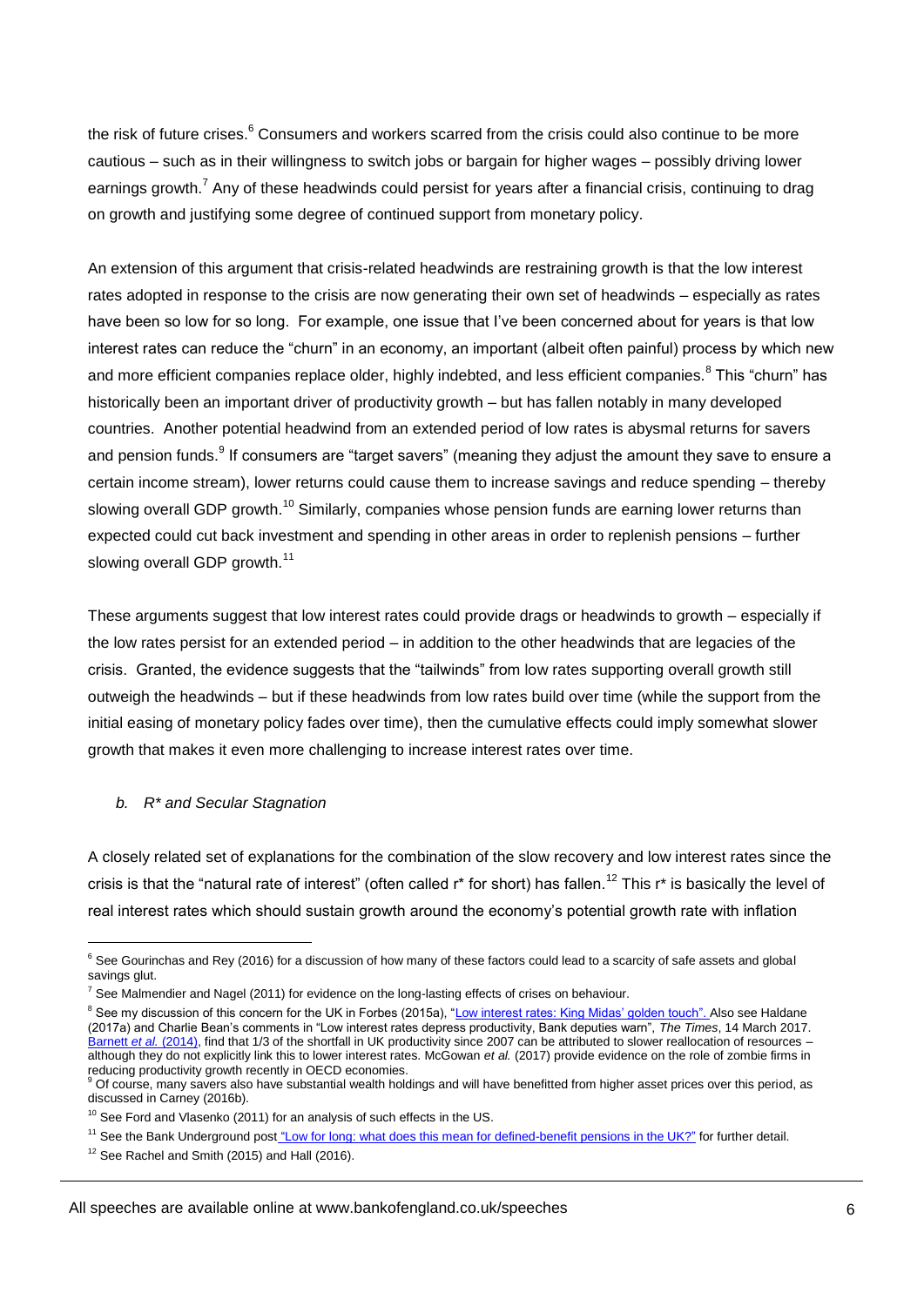the risk of future crises.[6] Consumers and workers scarred from the crisis could also continue to be more cautious – such as in their willingness to switch jobs or bargain for higher wages – possibly driving lower earnings growth.[7] Any of these headwinds could persist for years after a financial crisis, continuing to drag on growth and justifying some degree of continued support from monetary policy.

An extension of this argument that crisis-related headwinds are restraining growth is that the low interest rates adopted in response to the crisis are now generating their own set of headwinds – especially as rates have been so low for so long. For example, one issue that I've been concerned about for years is that low interest rates can reduce the "churn" in an economy, an important (albeit often painful) process by which new and more efficient companies replace older, highly indebted, and less efficient companies.[8] This "churn" has historically been an important driver of productivity growth – but has fallen notably in many developed countries. Another potential headwind from an extended period of low rates is abysmal returns for savers and pension funds.[9] If consumers are "target savers" (meaning they adjust the amount they save to ensure a certain income stream), lower returns could cause them to increase savings and reduce spending – thereby slowing overall GDP growth.[10] Similarly, companies whose pension funds are earning lower returns than expected could cut back investment and spending in other areas in order to replenish pensions – further slowing overall GDP growth.[11]

These arguments suggest that low interest rates could provide drags or headwinds to growth – especially if the low rates persist for an extended period – in addition to the other headwinds that are legacies of the crisis. Granted, the evidence suggests that the "tailwinds" from low rates supporting overall growth still outweigh the headwinds – but if these headwinds from low rates build over time (while the support from the initial easing of monetary policy fades over time), then the cumulative effects could imply somewhat slower growth that makes it even more challenging to increase interest rates over time.

*b. R\* and Secular Stagnation*

A closely related set of explanations for the combination of the slow recovery and low interest rates since the crisis is that the "natural rate of interest" (often called r* for short) has fallen.[12] This r* is basically the level of real interest rates which should sustain growth around the economy's potential growth rate with inflation

---

[6] See Gourinchas and Rey (2016) for a discussion of how many of these factors could lead to a scarcity of safe assets and global savings glut.

[7] See Malmendier and Nagel (2011) for evidence on the long-lasting effects of crises on behaviour.

[8] See my discussion of this concern for the UK in Forbes (2015a), "Low interest rates: King Midas' golden touch". Also see Haldane (2017a) and Charlie Bean's comments in "Low interest rates depress productivity, Bank deputies warn", *The Times*, 14 March 2017. Barnett *et al.* (2014), find that 1/3 of the shortfall in UK productivity since 2007 can be attributed to slower reallocation of resources – although they do not explicitly link this to lower interest rates. McGowan *et al.* (2017) provide evidence on the role of zombie firms in reducing productivity growth recently in OECD economies.

[9] Of course, many savers also have substantial wealth holdings and will have benefitted from higher asset prices over this period, as discussed in Carney (2016b).

[10] See Ford and Vlasenko (2011) for an analysis of such effects in the US.

[11] See the Bank Underground post "Low for long: what does this mean for defined-benefit pensions in the UK?" for further detail.

[12] See Rachel and Smith (2015) and Hall (2016).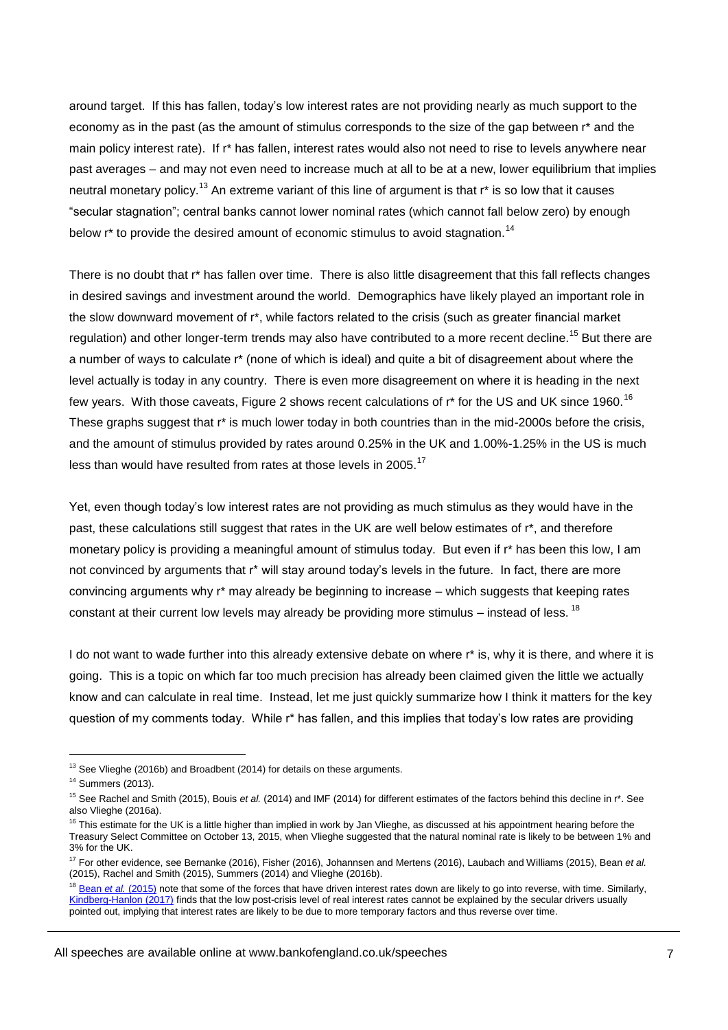around target. If this has fallen, today's low interest rates are not providing nearly as much support to the economy as in the past (as the amount of stimulus corresponds to the size of the gap between r* and the main policy interest rate). If r* has fallen, interest rates would also not need to rise to levels anywhere near past averages – and may not even need to increase much at all to be at a new, lower equilibrium that implies neutral monetary policy.[13] An extreme variant of this line of argument is that r* is so low that it causes "secular stagnation"; central banks cannot lower nominal rates (which cannot fall below zero) by enough below r* to provide the desired amount of economic stimulus to avoid stagnation.[14]

There is no doubt that r* has fallen over time. There is also little disagreement that this fall reflects changes in desired savings and investment around the world. Demographics have likely played an important role in the slow downward movement of r*, while factors related to the crisis (such as greater financial market regulation) and other longer-term trends may also have contributed to a more recent decline.[15] But there are a number of ways to calculate r* (none of which is ideal) and quite a bit of disagreement about where the level actually is today in any country. There is even more disagreement on where it is heading in the next few years. With those caveats, Figure 2 shows recent calculations of r* for the US and UK since 1960.[16] These graphs suggest that r* is much lower today in both countries than in the mid-2000s before the crisis, and the amount of stimulus provided by rates around 0.25% in the UK and 1.00%-1.25% in the US is much less than would have resulted from rates at those levels in 2005.[17]

Yet, even though today's low interest rates are not providing as much stimulus as they would have in the past, these calculations still suggest that rates in the UK are well below estimates of r*, and therefore monetary policy is providing a meaningful amount of stimulus today. But even if r* has been this low, I am not convinced by arguments that r* will stay around today's levels in the future. In fact, there are more convincing arguments why r* may already be beginning to increase – which suggests that keeping rates constant at their current low levels may already be providing more stimulus – instead of less.[18]

I do not want to wade further into this already extensive debate on where r* is, why it is there, and where it is going. This is a topic on which far too much precision has already been claimed given the little we actually know and can calculate in real time. Instead, let me just quickly summarize how I think it matters for the key question of my comments today. While r* has fallen, and this implies that today's low rates are providing

---

[13] See Vlieghe (2016b) and Broadbent (2014) for details on these arguments.

[14] Summers (2013).

[15] See Rachel and Smith (2015), Bouis *et al.* (2014) and IMF (2014) for different estimates of the factors behind this decline in r*. See also Vlieghe (2016a).

[16] This estimate for the UK is a little higher than implied in work by Jan Vlieghe, as discussed at his appointment hearing before the Treasury Select Committee on October 13, 2015, when Vlieghe suggested that the natural nominal rate is likely to be between 1% and 3% for the UK.

[17] For other evidence, see Bernanke (2016), Fisher (2016), Johannsen and Mertens (2016), Laubach and Williams (2015), Bean *et al.* (2015), Rachel and Smith (2015), Summers (2014) and Vlieghe (2016b).

[18] Bean *et al.* (2015) note that some of the forces that have driven interest rates down are likely to go into reverse, with time. Similarly, Kindberg-Hanlon (2017) finds that the low post-crisis level of real interest rates cannot be explained by the secular drivers usually pointed out, implying that interest rates are likely to be due to more temporary factors and thus reverse over time.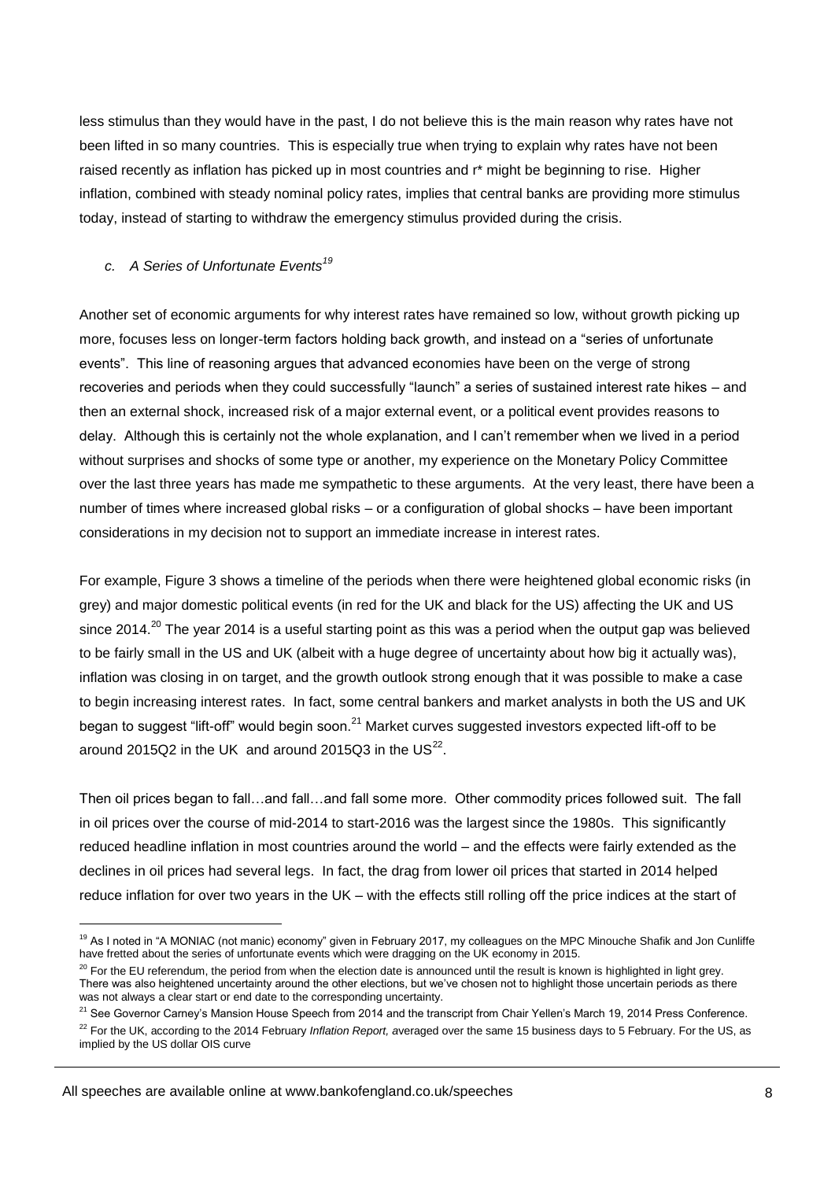less stimulus than they would have in the past, I do not believe this is the main reason why rates have not been lifted in so many countries. This is especially true when trying to explain why rates have not been raised recently as inflation has picked up in most countries and r* might be beginning to rise. Higher inflation, combined with steady nominal policy rates, implies that central banks are providing more stimulus today, instead of starting to withdraw the emergency stimulus provided during the crisis.

### *c. A Series of Unfortunate Events*[19]

Another set of economic arguments for why interest rates have remained so low, without growth picking up more, focuses less on longer-term factors holding back growth, and instead on a "series of unfortunate events". This line of reasoning argues that advanced economies have been on the verge of strong recoveries and periods when they could successfully "launch" a series of sustained interest rate hikes – and then an external shock, increased risk of a major external event, or a political event provides reasons to delay. Although this is certainly not the whole explanation, and I can't remember when we lived in a period without surprises and shocks of some type or another, my experience on the Monetary Policy Committee over the last three years has made me sympathetic to these arguments. At the very least, there have been a number of times where increased global risks – or a configuration of global shocks – have been important considerations in my decision not to support an immediate increase in interest rates.

For example, Figure 3 shows a timeline of the periods when there were heightened global economic risks (in grey) and major domestic political events (in red for the UK and black for the US) affecting the UK and US since 2014.[20] The year 2014 is a useful starting point as this was a period when the output gap was believed to be fairly small in the US and UK (albeit with a huge degree of uncertainty about how big it actually was), inflation was closing in on target, and the growth outlook strong enough that it was possible to make a case to begin increasing interest rates. In fact, some central bankers and market analysts in both the US and UK began to suggest "lift-off" would begin soon.[21] Market curves suggested investors expected lift-off to be around 2015Q2 in the UK and around 2015Q3 in the US[22].

Then oil prices began to fall…and fall…and fall some more. Other commodity prices followed suit. The fall in oil prices over the course of mid-2014 to start-2016 was the largest since the 1980s. This significantly reduced headline inflation in most countries around the world – and the effects were fairly extended as the declines in oil prices had several legs. In fact, the drag from lower oil prices that started in 2014 helped reduce inflation for over two years in the UK – with the effects still rolling off the price indices at the start of

---

[19] As I noted in "A MONIAC (not manic) economy" given in February 2017, my colleagues on the MPC Minouche Shafik and Jon Cunliffe have fretted about the series of unfortunate events which were dragging on the UK economy in 2015.

[20] For the EU referendum, the period from when the election date is announced until the result is known is highlighted in light grey. There was also heightened uncertainty around the other elections, but we've chosen not to highlight those uncertain periods as there was not always a clear start or end date to the corresponding uncertainty.

[21] See Governor Carney's Mansion House Speech from 2014 and the transcript from Chair Yellen's March 19, 2014 Press Conference.

[22] For the UK, according to the 2014 February *Inflation Report,* averaged over the same 15 business days to 5 February. For the US, as implied by the US dollar OIS curve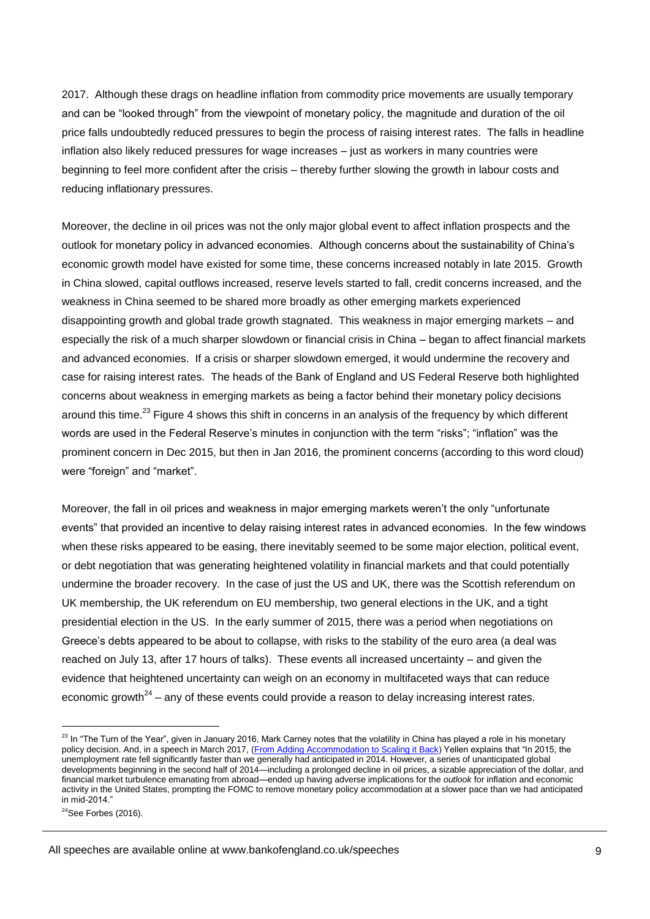2017. Although these drags on headline inflation from commodity price movements are usually temporary and can be "looked through" from the viewpoint of monetary policy, the magnitude and duration of the oil price falls undoubtedly reduced pressures to begin the process of raising interest rates. The falls in headline inflation also likely reduced pressures for wage increases – just as workers in many countries were beginning to feel more confident after the crisis – thereby further slowing the growth in labour costs and reducing inflationary pressures.

Moreover, the decline in oil prices was not the only major global event to affect inflation prospects and the outlook for monetary policy in advanced economies. Although concerns about the sustainability of China's economic growth model have existed for some time, these concerns increased notably in late 2015. Growth in China slowed, capital outflows increased, reserve levels started to fall, credit concerns increased, and the weakness in China seemed to be shared more broadly as other emerging markets experienced disappointing growth and global trade growth stagnated. This weakness in major emerging markets – and especially the risk of a much sharper slowdown or financial crisis in China – began to affect financial markets and advanced economies. If a crisis or sharper slowdown emerged, it would undermine the recovery and case for raising interest rates. The heads of the Bank of England and US Federal Reserve both highlighted concerns about weakness in emerging markets as being a factor behind their monetary policy decisions around this time.[23] Figure 4 shows this shift in concerns in an analysis of the frequency by which different words are used in the Federal Reserve's minutes in conjunction with the term "risks"; "inflation" was the prominent concern in Dec 2015, but then in Jan 2016, the prominent concerns (according to this word cloud) were "foreign" and "market".

Moreover, the fall in oil prices and weakness in major emerging markets weren't the only "unfortunate events" that provided an incentive to delay raising interest rates in advanced economies. In the few windows when these risks appeared to be easing, there inevitably seemed to be some major election, political event, or debt negotiation that was generating heightened volatility in financial markets and that could potentially undermine the broader recovery. In the case of just the US and UK, there was the Scottish referendum on UK membership, the UK referendum on EU membership, two general elections in the UK, and a tight presidential election in the US. In the early summer of 2015, there was a period when negotiations on Greece's debts appeared to be about to collapse, with risks to the stability of the euro area (a deal was reached on July 13, after 17 hours of talks). These events all increased uncertainty – and given the evidence that heightened uncertainty can weigh on an economy in multifaceted ways that can reduce economic growth[24] – any of these events could provide a reason to delay increasing interest rates.

---

[23] In "The Turn of the Year", given in January 2016, Mark Carney notes that the volatility in China has played a role in his monetary policy decision. And, in a speech in March 2017, (From Adding Accommodation to Scaling it Back) Yellen explains that "In 2015, the unemployment rate fell significantly faster than we generally had anticipated in 2014. However, a series of unanticipated global developments beginning in the second half of 2014—including a prolonged decline in oil prices, a sizable appreciation of the dollar, and financial market turbulence emanating from abroad—ended up having adverse implications for the *outlook* for inflation and economic activity in the United States, prompting the FOMC to remove monetary policy accommodation at a slower pace than we had anticipated in mid-2014."

[24] See Forbes (2016).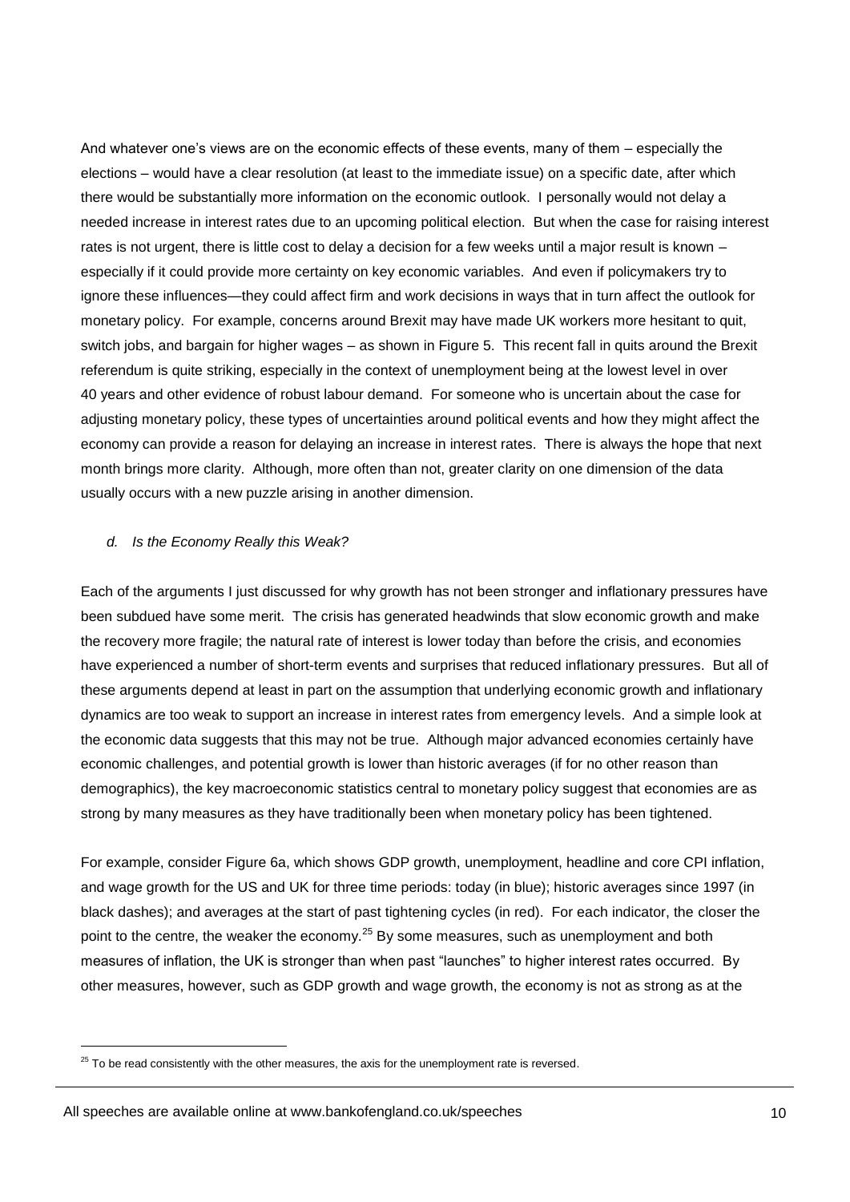And whatever one's views are on the economic effects of these events, many of them – especially the elections – would have a clear resolution (at least to the immediate issue) on a specific date, after which there would be substantially more information on the economic outlook. I personally would not delay a needed increase in interest rates due to an upcoming political election. But when the case for raising interest rates is not urgent, there is little cost to delay a decision for a few weeks until a major result is known – especially if it could provide more certainty on key economic variables. And even if policymakers try to ignore these influences—they could affect firm and work decisions in ways that in turn affect the outlook for monetary policy. For example, concerns around Brexit may have made UK workers more hesitant to quit, switch jobs, and bargain for higher wages – as shown in Figure 5. This recent fall in quits around the Brexit referendum is quite striking, especially in the context of unemployment being at the lowest level in over 40 years and other evidence of robust labour demand. For someone who is uncertain about the case for adjusting monetary policy, these types of uncertainties around political events and how they might affect the economy can provide a reason for delaying an increase in interest rates. There is always the hope that next month brings more clarity. Although, more often than not, greater clarity on one dimension of the data usually occurs with a new puzzle arising in another dimension.

### *d. Is the Economy Really this Weak?*

Each of the arguments I just discussed for why growth has not been stronger and inflationary pressures have been subdued have some merit. The crisis has generated headwinds that slow economic growth and make the recovery more fragile; the natural rate of interest is lower today than before the crisis, and economies have experienced a number of short-term events and surprises that reduced inflationary pressures. But all of these arguments depend at least in part on the assumption that underlying economic growth and inflationary dynamics are too weak to support an increase in interest rates from emergency levels. And a simple look at the economic data suggests that this may not be true. Although major advanced economies certainly have economic challenges, and potential growth is lower than historic averages (if for no other reason than demographics), the key macroeconomic statistics central to monetary policy suggest that economies are as strong by many measures as they have traditionally been when monetary policy has been tightened.

For example, consider Figure 6a, which shows GDP growth, unemployment, headline and core CPI inflation, and wage growth for the US and UK for three time periods: today (in blue); historic averages since 1997 (in black dashes); and averages at the start of past tightening cycles (in red). For each indicator, the closer the point to the centre, the weaker the economy.[25] By some measures, such as unemployment and both measures of inflation, the UK is stronger than when past "launches" to higher interest rates occurred. By other measures, however, such as GDP growth and wage growth, the economy is not as strong as at the

[25] To be read consistently with the other measures, the axis for the unemployment rate is reversed.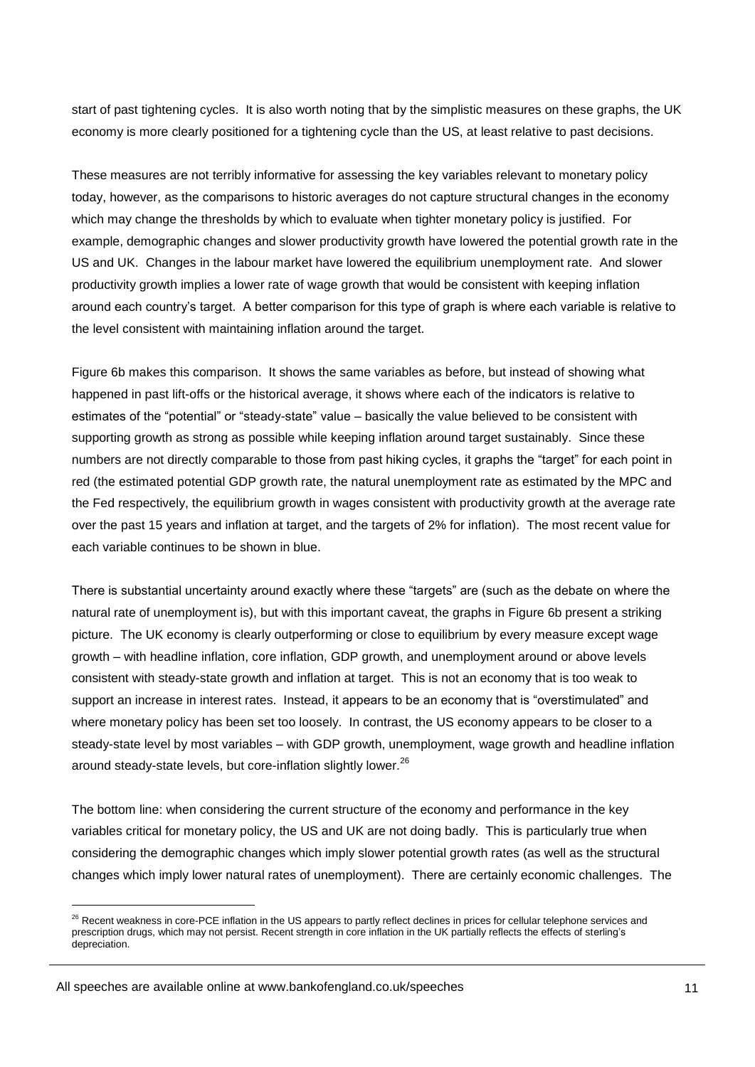start of past tightening cycles. It is also worth noting that by the simplistic measures on these graphs, the UK economy is more clearly positioned for a tightening cycle than the US, at least relative to past decisions.

These measures are not terribly informative for assessing the key variables relevant to monetary policy today, however, as the comparisons to historic averages do not capture structural changes in the economy which may change the thresholds by which to evaluate when tighter monetary policy is justified. For example, demographic changes and slower productivity growth have lowered the potential growth rate in the US and UK. Changes in the labour market have lowered the equilibrium unemployment rate. And slower productivity growth implies a lower rate of wage growth that would be consistent with keeping inflation around each country's target. A better comparison for this type of graph is where each variable is relative to the level consistent with maintaining inflation around the target.

Figure 6b makes this comparison. It shows the same variables as before, but instead of showing what happened in past lift-offs or the historical average, it shows where each of the indicators is relative to estimates of the "potential" or "steady-state" value – basically the value believed to be consistent with supporting growth as strong as possible while keeping inflation around target sustainably. Since these numbers are not directly comparable to those from past hiking cycles, it graphs the "target" for each point in red (the estimated potential GDP growth rate, the natural unemployment rate as estimated by the MPC and the Fed respectively, the equilibrium growth in wages consistent with productivity growth at the average rate over the past 15 years and inflation at target, and the targets of 2% for inflation). The most recent value for each variable continues to be shown in blue.

There is substantial uncertainty around exactly where these "targets" are (such as the debate on where the natural rate of unemployment is), but with this important caveat, the graphs in Figure 6b present a striking picture. The UK economy is clearly outperforming or close to equilibrium by every measure except wage growth – with headline inflation, core inflation, GDP growth, and unemployment around or above levels consistent with steady-state growth and inflation at target. This is not an economy that is too weak to support an increase in interest rates. Instead, it appears to be an economy that is "overstimulated" and where monetary policy has been set too loosely. In contrast, the US economy appears to be closer to a steady-state level by most variables – with GDP growth, unemployment, wage growth and headline inflation around steady-state levels, but core-inflation slightly lower.[26]

The bottom line: when considering the current structure of the economy and performance in the key variables critical for monetary policy, the US and UK are not doing badly. This is particularly true when considering the demographic changes which imply slower potential growth rates (as well as the structural changes which imply lower natural rates of unemployment). There are certainly economic challenges. The

[26] Recent weakness in core-PCE inflation in the US appears to partly reflect declines in prices for cellular telephone services and prescription drugs, which may not persist. Recent strength in core inflation in the UK partially reflects the effects of sterling's depreciation.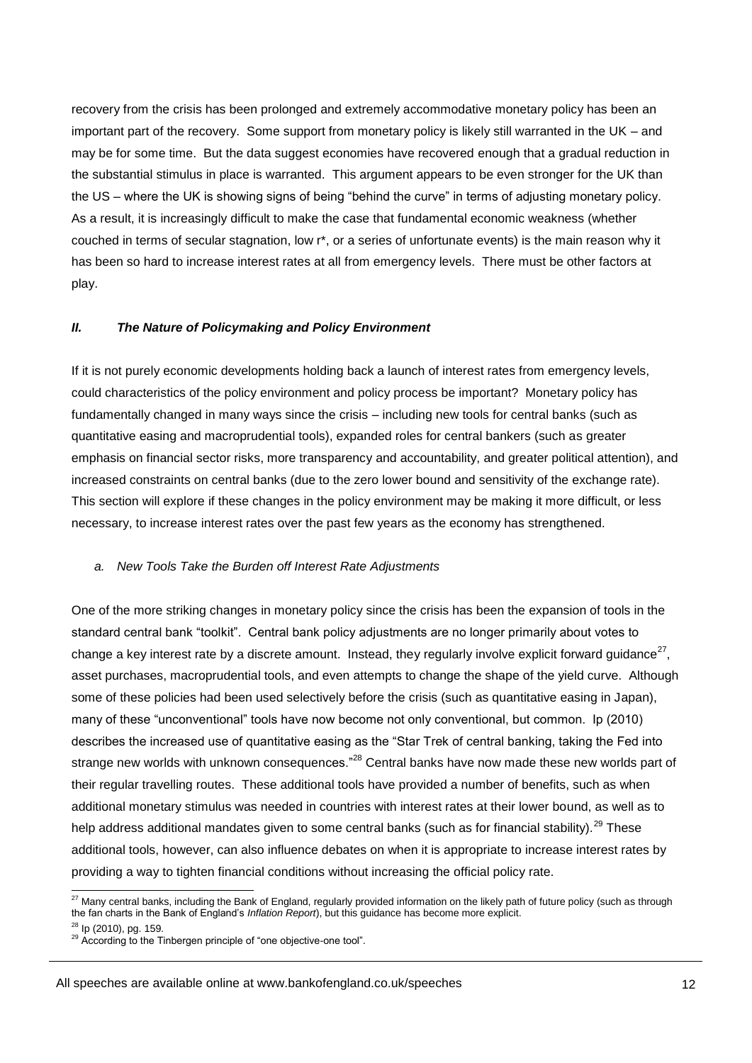recovery from the crisis has been prolonged and extremely accommodative monetary policy has been an important part of the recovery. Some support from monetary policy is likely still warranted in the UK – and may be for some time. But the data suggest economies have recovered enough that a gradual reduction in the substantial stimulus in place is warranted. This argument appears to be even stronger for the UK than the US – where the UK is showing signs of being "behind the curve" in terms of adjusting monetary policy. As a result, it is increasingly difficult to make the case that fundamental economic weakness (whether couched in terms of secular stagnation, low r*, or a series of unfortunate events) is the main reason why it has been so hard to increase interest rates at all from emergency levels. There must be other factors at play.

### *II. The Nature of Policymaking and Policy Environment*

If it is not purely economic developments holding back a launch of interest rates from emergency levels, could characteristics of the policy environment and policy process be important? Monetary policy has fundamentally changed in many ways since the crisis – including new tools for central banks (such as quantitative easing and macroprudential tools), expanded roles for central bankers (such as greater emphasis on financial sector risks, more transparency and accountability, and greater political attention), and increased constraints on central banks (due to the zero lower bound and sensitivity of the exchange rate). This section will explore if these changes in the policy environment may be making it more difficult, or less necessary, to increase interest rates over the past few years as the economy has strengthened.

#### *a. New Tools Take the Burden off Interest Rate Adjustments*

One of the more striking changes in monetary policy since the crisis has been the expansion of tools in the standard central bank "toolkit". Central bank policy adjustments are no longer primarily about votes to change a key interest rate by a discrete amount. Instead, they regularly involve explicit forward guidance[27], asset purchases, macroprudential tools, and even attempts to change the shape of the yield curve. Although some of these policies had been used selectively before the crisis (such as quantitative easing in Japan), many of these "unconventional" tools have now become not only conventional, but common. Ip (2010) describes the increased use of quantitative easing as the "Star Trek of central banking, taking the Fed into strange new worlds with unknown consequences."[28] Central banks have now made these new worlds part of their regular travelling routes. These additional tools have provided a number of benefits, such as when additional monetary stimulus was needed in countries with interest rates at their lower bound, as well as to help address additional mandates given to some central banks (such as for financial stability).[29] These additional tools, however, can also influence debates on when it is appropriate to increase interest rates by providing a way to tighten financial conditions without increasing the official policy rate.

[27] Many central banks, including the Bank of England, regularly provided information on the likely path of future policy (such as through the fan charts in the Bank of England's *Inflation Report*), but this guidance has become more explicit.

[28] Ip (2010), pg. 159.

[29] According to the Tinbergen principle of "one objective-one tool".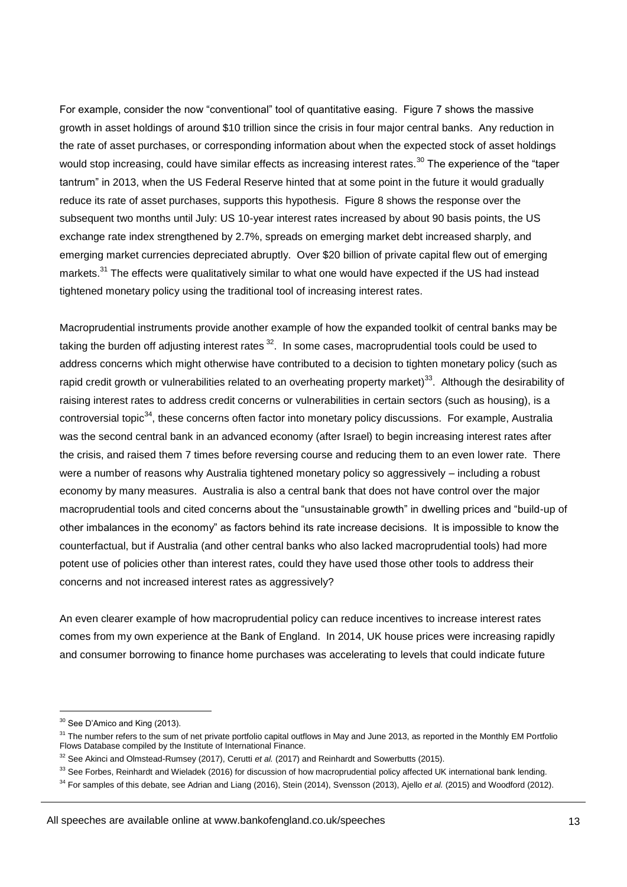For example, consider the now "conventional" tool of quantitative easing. Figure 7 shows the massive growth in asset holdings of around $10 trillion since the crisis in four major central banks. Any reduction in the rate of asset purchases, or corresponding information about when the expected stock of asset holdings would stop increasing, could have similar effects as increasing interest rates.[30] The experience of the "taper tantrum" in 2013, when the US Federal Reserve hinted that at some point in the future it would gradually reduce its rate of asset purchases, supports this hypothesis. Figure 8 shows the response over the subsequent two months until July: US 10-year interest rates increased by about 90 basis points, the US exchange rate index strengthened by 2.7%, spreads on emerging market debt increased sharply, and emerging market currencies depreciated abruptly. Over $20 billion of private capital flew out of emerging markets.[31] The effects were qualitatively similar to what one would have expected if the US had instead tightened monetary policy using the traditional tool of increasing interest rates.

Macroprudential instruments provide another example of how the expanded toolkit of central banks may be taking the burden off adjusting interest rates [32]. In some cases, macroprudential tools could be used to address concerns which might otherwise have contributed to a decision to tighten monetary policy (such as rapid credit growth or vulnerabilities related to an overheating property market)[33]. Although the desirability of raising interest rates to address credit concerns or vulnerabilities in certain sectors (such as housing), is a controversial topic[34], these concerns often factor into monetary policy discussions. For example, Australia was the second central bank in an advanced economy (after Israel) to begin increasing interest rates after the crisis, and raised them 7 times before reversing course and reducing them to an even lower rate. There were a number of reasons why Australia tightened monetary policy so aggressively – including a robust economy by many measures. Australia is also a central bank that does not have control over the major macroprudential tools and cited concerns about the "unsustainable growth" in dwelling prices and "build-up of other imbalances in the economy" as factors behind its rate increase decisions. It is impossible to know the counterfactual, but if Australia (and other central banks who also lacked macroprudential tools) had more potent use of policies other than interest rates, could they have used those other tools to address their concerns and not increased interest rates as aggressively?

An even clearer example of how macroprudential policy can reduce incentives to increase interest rates comes from my own experience at the Bank of England. In 2014, UK house prices were increasing rapidly and consumer borrowing to finance home purchases was accelerating to levels that could indicate future

---

[30] See D'Amico and King (2013).

[31] The number refers to the sum of net private portfolio capital outflows in May and June 2013, as reported in the Monthly EM Portfolio Flows Database compiled by the Institute of International Finance.

[32] See Akinci and Olmstead-Rumsey (2017), Cerutti *et al.* (2017) and Reinhardt and Sowerbutts (2015).

[33] See Forbes, Reinhardt and Wieladek (2016) for discussion of how macroprudential policy affected UK international bank lending.

[34] For samples of this debate, see Adrian and Liang (2016), Stein (2014), Svensson (2013), Ajello *et al.* (2015) and Woodford (2012).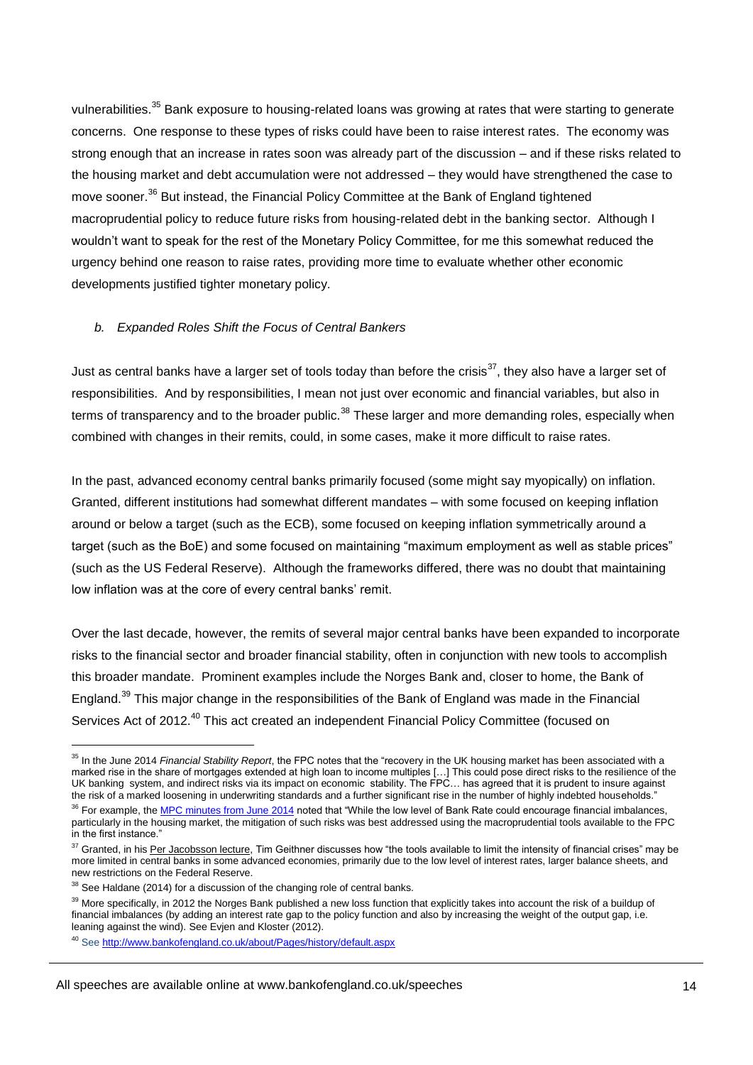vulnerabilities.[35] Bank exposure to housing-related loans was growing at rates that were starting to generate concerns. One response to these types of risks could have been to raise interest rates. The economy was strong enough that an increase in rates soon was already part of the discussion – and if these risks related to the housing market and debt accumulation were not addressed – they would have strengthened the case to move sooner.[36] But instead, the Financial Policy Committee at the Bank of England tightened macroprudential policy to reduce future risks from housing-related debt in the banking sector. Although I wouldn't want to speak for the rest of the Monetary Policy Committee, for me this somewhat reduced the urgency behind one reason to raise rates, providing more time to evaluate whether other economic developments justified tighter monetary policy.

### *b. Expanded Roles Shift the Focus of Central Bankers*

Just as central banks have a larger set of tools today than before the crisis[37], they also have a larger set of responsibilities. And by responsibilities, I mean not just over economic and financial variables, but also in terms of transparency and to the broader public.[38] These larger and more demanding roles, especially when combined with changes in their remits, could, in some cases, make it more difficult to raise rates.

In the past, advanced economy central banks primarily focused (some might say myopically) on inflation. Granted, different institutions had somewhat different mandates – with some focused on keeping inflation around or below a target (such as the ECB), some focused on keeping inflation symmetrically around a target (such as the BoE) and some focused on maintaining "maximum employment as well as stable prices" (such as the US Federal Reserve). Although the frameworks differed, there was no doubt that maintaining low inflation was at the core of every central banks' remit.

Over the last decade, however, the remits of several major central banks have been expanded to incorporate risks to the financial sector and broader financial stability, often in conjunction with new tools to accomplish this broader mandate. Prominent examples include the Norges Bank and, closer to home, the Bank of England.[39] This major change in the responsibilities of the Bank of England was made in the Financial Services Act of 2012.[40] This act created an independent Financial Policy Committee (focused on

---

[35] In the June 2014 *Financial Stability Report*, the FPC notes that the "recovery in the UK housing market has been associated with a marked rise in the share of mortgages extended at high loan to income multiples […] This could pose direct risks to the resilience of the UK banking system, and indirect risks via its impact on economic stability. The FPC… has agreed that it is prudent to insure against the risk of a marked loosening in underwriting standards and a further significant rise in the number of highly indebted households."

[36] For example, the MPC minutes from June 2014 noted that "While the low level of Bank Rate could encourage financial imbalances, particularly in the housing market, the mitigation of such risks was best addressed using the macroprudential tools available to the FPC in the first instance."

[37] Granted, in his Per Jacobsson lecture, Tim Geithner discusses how "the tools available to limit the intensity of financial crises" may be more limited in central banks in some advanced economies, primarily due to the low level of interest rates, larger balance sheets, and new restrictions on the Federal Reserve.

[38] See Haldane (2014) for a discussion of the changing role of central banks.

[39] More specifically, in 2012 the Norges Bank published a new loss function that explicitly takes into account the risk of a buildup of financial imbalances (by adding an interest rate gap to the policy function and also by increasing the weight of the output gap, i.e. leaning against the wind). See Evjen and Kloster (2012).

[40] See http://www.bankofengland.co.uk/about/Pages/history/default.aspx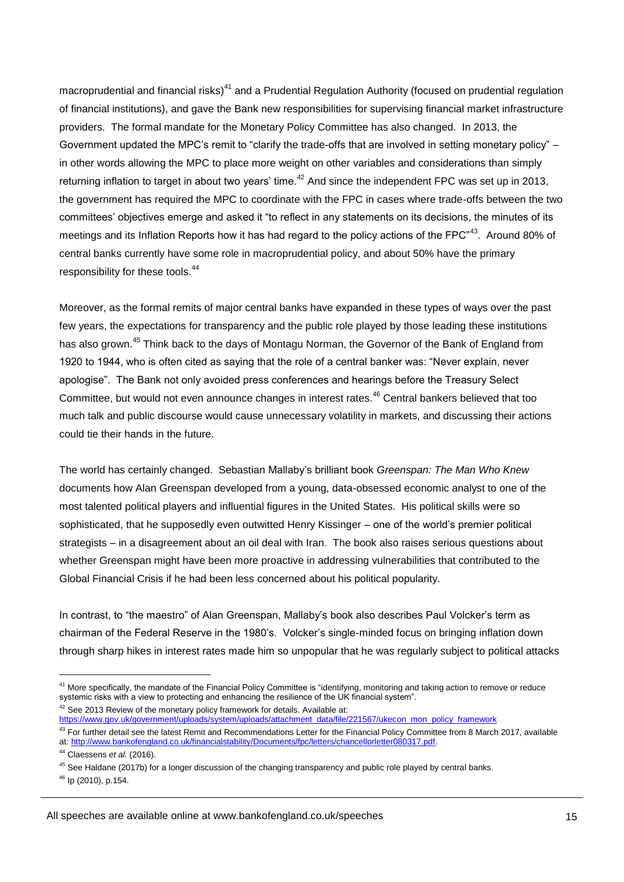macroprudential and financial risks)[41] and a Prudential Regulation Authority (focused on prudential regulation of financial institutions), and gave the Bank new responsibilities for supervising financial market infrastructure providers. The formal mandate for the Monetary Policy Committee has also changed. In 2013, the Government updated the MPC's remit to "clarify the trade-offs that are involved in setting monetary policy" – in other words allowing the MPC to place more weight on other variables and considerations than simply returning inflation to target in about two years' time.[42] And since the independent FPC was set up in 2013, the government has required the MPC to coordinate with the FPC in cases where trade-offs between the two committees' objectives emerge and asked it "to reflect in any statements on its decisions, the minutes of its meetings and its Inflation Reports how it has had regard to the policy actions of the FPC"[43]. Around 80% of central banks currently have some role in macroprudential policy, and about 50% have the primary responsibility for these tools.[44]

Moreover, as the formal remits of major central banks have expanded in these types of ways over the past few years, the expectations for transparency and the public role played by those leading these institutions has also grown.[45] Think back to the days of Montagu Norman, the Governor of the Bank of England from 1920 to 1944, who is often cited as saying that the role of a central banker was: "Never explain, never apologise". The Bank not only avoided press conferences and hearings before the Treasury Select Committee, but would not even announce changes in interest rates.[46] Central bankers believed that too much talk and public discourse would cause unnecessary volatility in markets, and discussing their actions could tie their hands in the future.

The world has certainly changed. Sebastian Mallaby's brilliant book *Greenspan: The Man Who Knew* documents how Alan Greenspan developed from a young, data-obsessed economic analyst to one of the most talented political players and influential figures in the United States. His political skills were so sophisticated, that he supposedly even outwitted Henry Kissinger – one of the world's premier political strategists – in a disagreement about an oil deal with Iran. The book also raises serious questions about whether Greenspan might have been more proactive in addressing vulnerabilities that contributed to the Global Financial Crisis if he had been less concerned about his political popularity.

In contrast, to "the maestro" of Alan Greenspan, Mallaby's book also describes Paul Volcker's term as chairman of the Federal Reserve in the 1980's. Volcker's single-minded focus on bringing inflation down through sharp hikes in interest rates made him so unpopular that he was regularly subject to political attacks

---

[41] More specifically, the mandate of the Financial Policy Committee is "identifying, monitoring and taking action to remove or reduce systemic risks with a view to protecting and enhancing the resilience of the UK financial system".

[42] See 2013 Review of the monetary policy framework for details. Available at: https://www.gov.uk/government/uploads/system/uploads/attachment_data/file/221567/ukecon_mon_policy_framework

[43] For further detail see the latest Remit and Recommendations Letter for the Financial Policy Committee from 8 March 2017, available at: http://www.bankofengland.co.uk/financialstability/Documents/fpc/letters/chancellorletter080317.pdf.

[44] Claessens *et al.* (2016).

[45] See Haldane (2017b) for a longer discussion of the changing transparency and public role played by central banks.

[46] Ip (2010), p.154.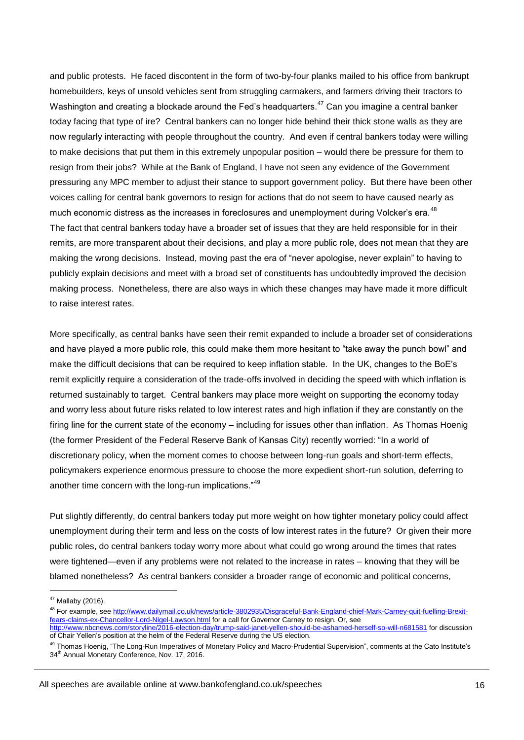and public protests. He faced discontent in the form of two-by-four planks mailed to his office from bankrupt homebuilders, keys of unsold vehicles sent from struggling carmakers, and farmers driving their tractors to Washington and creating a blockade around the Fed's headquarters.[47] Can you imagine a central banker today facing that type of ire? Central bankers can no longer hide behind their thick stone walls as they are now regularly interacting with people throughout the country. And even if central bankers today were willing to make decisions that put them in this extremely unpopular position – would there be pressure for them to resign from their jobs? While at the Bank of England, I have not seen any evidence of the Government pressuring any MPC member to adjust their stance to support government policy. But there have been other voices calling for central bank governors to resign for actions that do not seem to have caused nearly as much economic distress as the increases in foreclosures and unemployment during Volcker's era.[48] The fact that central bankers today have a broader set of issues that they are held responsible for in their remits, are more transparent about their decisions, and play a more public role, does not mean that they are making the wrong decisions. Instead, moving past the era of "never apologise, never explain" to having to publicly explain decisions and meet with a broad set of constituents has undoubtedly improved the decision making process. Nonetheless, there are also ways in which these changes may have made it more difficult to raise interest rates.

More specifically, as central banks have seen their remit expanded to include a broader set of considerations and have played a more public role, this could make them more hesitant to "take away the punch bowl" and make the difficult decisions that can be required to keep inflation stable. In the UK, changes to the BoE's remit explicitly require a consideration of the trade-offs involved in deciding the speed with which inflation is returned sustainably to target. Central bankers may place more weight on supporting the economy today and worry less about future risks related to low interest rates and high inflation if they are constantly on the firing line for the current state of the economy – including for issues other than inflation. As Thomas Hoenig (the former President of the Federal Reserve Bank of Kansas City) recently worried: "In a world of discretionary policy, when the moment comes to choose between long-run goals and short-term effects, policymakers experience enormous pressure to choose the more expedient short-run solution, deferring to another time concern with the long-run implications."[49]

Put slightly differently, do central bankers today put more weight on how tighter monetary policy could affect unemployment during their term and less on the costs of low interest rates in the future? Or given their more public roles, do central bankers today worry more about what could go wrong around the times that rates were tightened—even if any problems were not related to the increase in rates – knowing that they will be blamed nonetheless? As central bankers consider a broader range of economic and political concerns,

---

[47] Mallaby (2016).

[48] For example, see http://www.dailymail.co.uk/news/article-3802935/Disgraceful-Bank-England-chief-Mark-Carney-quit-fuelling-Brexit-fears-claims-ex-Chancellor-Lord-Nigel-Lawson.html for a call for Governor Carney to resign. Or, see http://www.nbcnews.com/storyline/2016-election-day/trump-said-janet-yellen-should-be-ashamed-herself-so-will-n681581 for discussion of Chair Yellen's position at the helm of the Federal Reserve during the US election.

[49] Thomas Hoenig, "The Long-Run Imperatives of Monetary Policy and Macro-Prudential Supervision", comments at the Cato Institute's 34th Annual Monetary Conference, Nov. 17, 2016.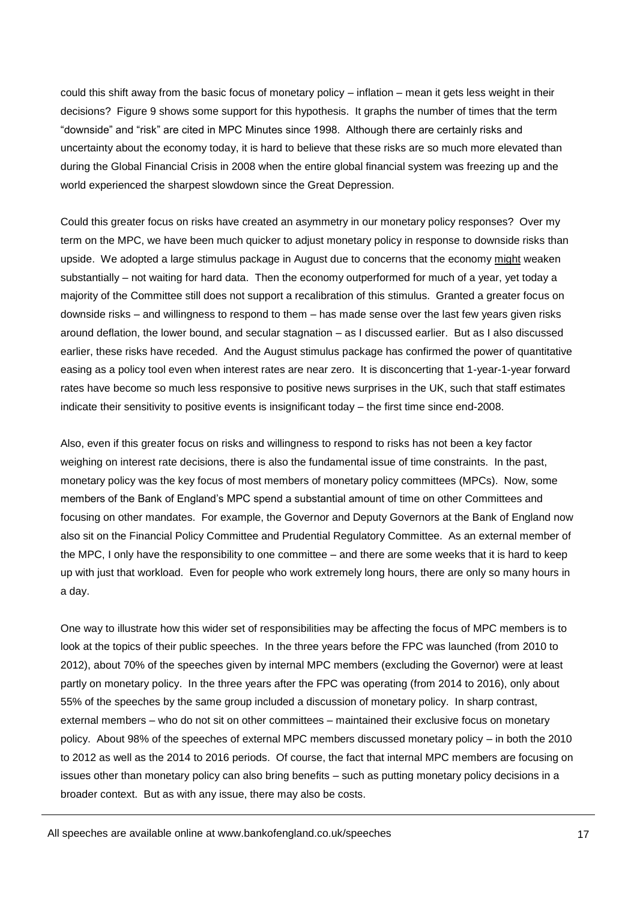could this shift away from the basic focus of monetary policy – inflation – mean it gets less weight in their decisions? Figure 9 shows some support for this hypothesis. It graphs the number of times that the term "downside" and "risk" are cited in MPC Minutes since 1998. Although there are certainly risks and uncertainty about the economy today, it is hard to believe that these risks are so much more elevated than during the Global Financial Crisis in 2008 when the entire global financial system was freezing up and the world experienced the sharpest slowdown since the Great Depression.

Could this greater focus on risks have created an asymmetry in our monetary policy responses? Over my term on the MPC, we have been much quicker to adjust monetary policy in response to downside risks than upside. We adopted a large stimulus package in August due to concerns that the economy might weaken substantially – not waiting for hard data. Then the economy outperformed for much of a year, yet today a majority of the Committee still does not support a recalibration of this stimulus. Granted a greater focus on downside risks – and willingness to respond to them – has made sense over the last few years given risks around deflation, the lower bound, and secular stagnation – as I discussed earlier. But as I also discussed earlier, these risks have receded. And the August stimulus package has confirmed the power of quantitative easing as a policy tool even when interest rates are near zero. It is disconcerting that 1-year-1-year forward rates have become so much less responsive to positive news surprises in the UK, such that staff estimates indicate their sensitivity to positive events is insignificant today – the first time since end-2008.

Also, even if this greater focus on risks and willingness to respond to risks has not been a key factor weighing on interest rate decisions, there is also the fundamental issue of time constraints. In the past, monetary policy was the key focus of most members of monetary policy committees (MPCs). Now, some members of the Bank of England's MPC spend a substantial amount of time on other Committees and focusing on other mandates. For example, the Governor and Deputy Governors at the Bank of England now also sit on the Financial Policy Committee and Prudential Regulatory Committee. As an external member of the MPC, I only have the responsibility to one committee – and there are some weeks that it is hard to keep up with just that workload. Even for people who work extremely long hours, there are only so many hours in a day.

One way to illustrate how this wider set of responsibilities may be affecting the focus of MPC members is to look at the topics of their public speeches. In the three years before the FPC was launched (from 2010 to 2012), about 70% of the speeches given by internal MPC members (excluding the Governor) were at least partly on monetary policy. In the three years after the FPC was operating (from 2014 to 2016), only about 55% of the speeches by the same group included a discussion of monetary policy. In sharp contrast, external members – who do not sit on other committees – maintained their exclusive focus on monetary policy. About 98% of the speeches of external MPC members discussed monetary policy – in both the 2010 to 2012 as well as the 2014 to 2016 periods. Of course, the fact that internal MPC members are focusing on issues other than monetary policy can also bring benefits – such as putting monetary policy decisions in a broader context. But as with any issue, there may also be costs.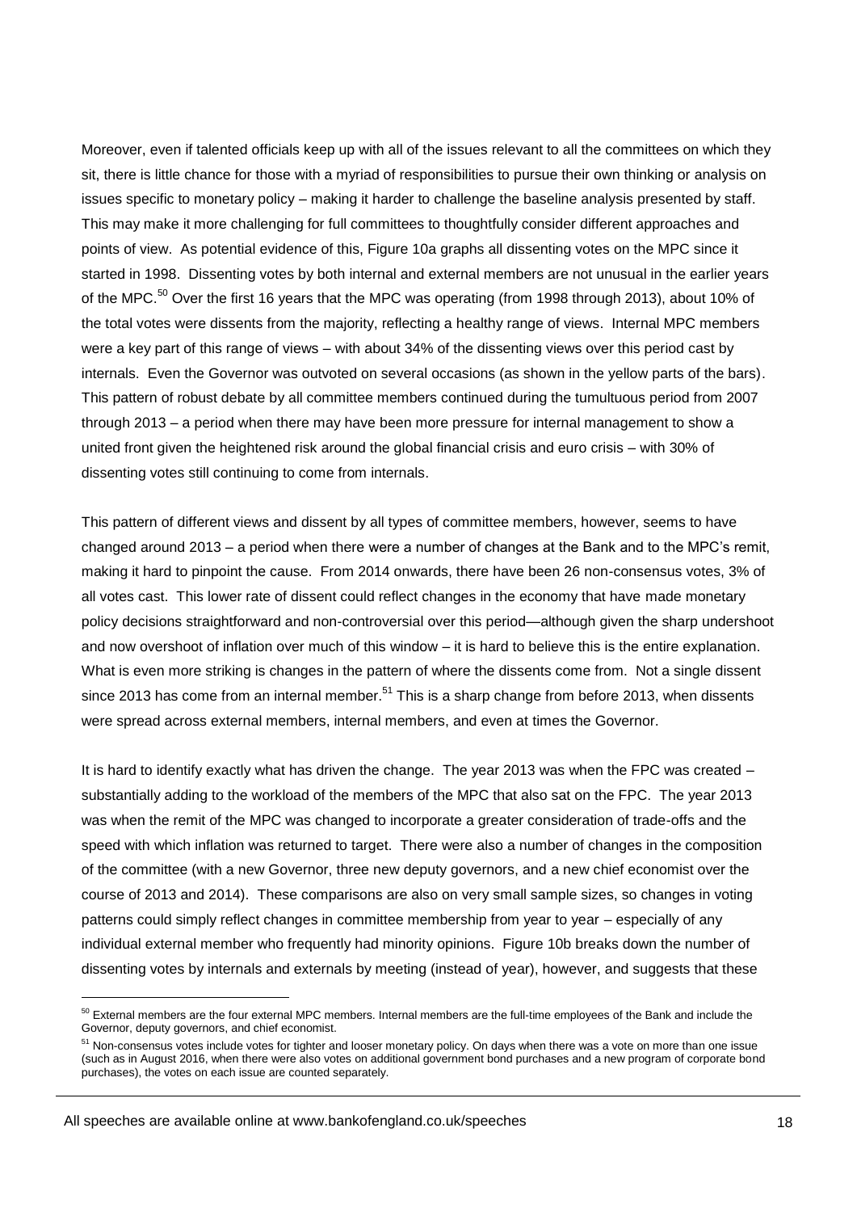Moreover, even if talented officials keep up with all of the issues relevant to all the committees on which they sit, there is little chance for those with a myriad of responsibilities to pursue their own thinking or analysis on issues specific to monetary policy – making it harder to challenge the baseline analysis presented by staff. This may make it more challenging for full committees to thoughtfully consider different approaches and points of view. As potential evidence of this, Figure 10a graphs all dissenting votes on the MPC since it started in 1998. Dissenting votes by both internal and external members are not unusual in the earlier years of the MPC.[50] Over the first 16 years that the MPC was operating (from 1998 through 2013), about 10% of the total votes were dissents from the majority, reflecting a healthy range of views. Internal MPC members were a key part of this range of views – with about 34% of the dissenting views over this period cast by internals. Even the Governor was outvoted on several occasions (as shown in the yellow parts of the bars). This pattern of robust debate by all committee members continued during the tumultuous period from 2007 through 2013 – a period when there may have been more pressure for internal management to show a united front given the heightened risk around the global financial crisis and euro crisis – with 30% of dissenting votes still continuing to come from internals.

This pattern of different views and dissent by all types of committee members, however, seems to have changed around 2013 – a period when there were a number of changes at the Bank and to the MPC's remit, making it hard to pinpoint the cause. From 2014 onwards, there have been 26 non-consensus votes, 3% of all votes cast. This lower rate of dissent could reflect changes in the economy that have made monetary policy decisions straightforward and non-controversial over this period—although given the sharp undershoot and now overshoot of inflation over much of this window – it is hard to believe this is the entire explanation. What is even more striking is changes in the pattern of where the dissents come from. Not a single dissent since 2013 has come from an internal member.[51] This is a sharp change from before 2013, when dissents were spread across external members, internal members, and even at times the Governor.

It is hard to identify exactly what has driven the change. The year 2013 was when the FPC was created – substantially adding to the workload of the members of the MPC that also sat on the FPC. The year 2013 was when the remit of the MPC was changed to incorporate a greater consideration of trade-offs and the speed with which inflation was returned to target. There were also a number of changes in the composition of the committee (with a new Governor, three new deputy governors, and a new chief economist over the course of 2013 and 2014). These comparisons are also on very small sample sizes, so changes in voting patterns could simply reflect changes in committee membership from year to year – especially of any individual external member who frequently had minority opinions. Figure 10b breaks down the number of dissenting votes by internals and externals by meeting (instead of year), however, and suggests that these

[50] External members are the four external MPC members. Internal members are the full-time employees of the Bank and include the Governor, deputy governors, and chief economist.

[51] Non-consensus votes include votes for tighter and looser monetary policy. On days when there was a vote on more than one issue (such as in August 2016, when there were also votes on additional government bond purchases and a new program of corporate bond purchases), the votes on each issue are counted separately.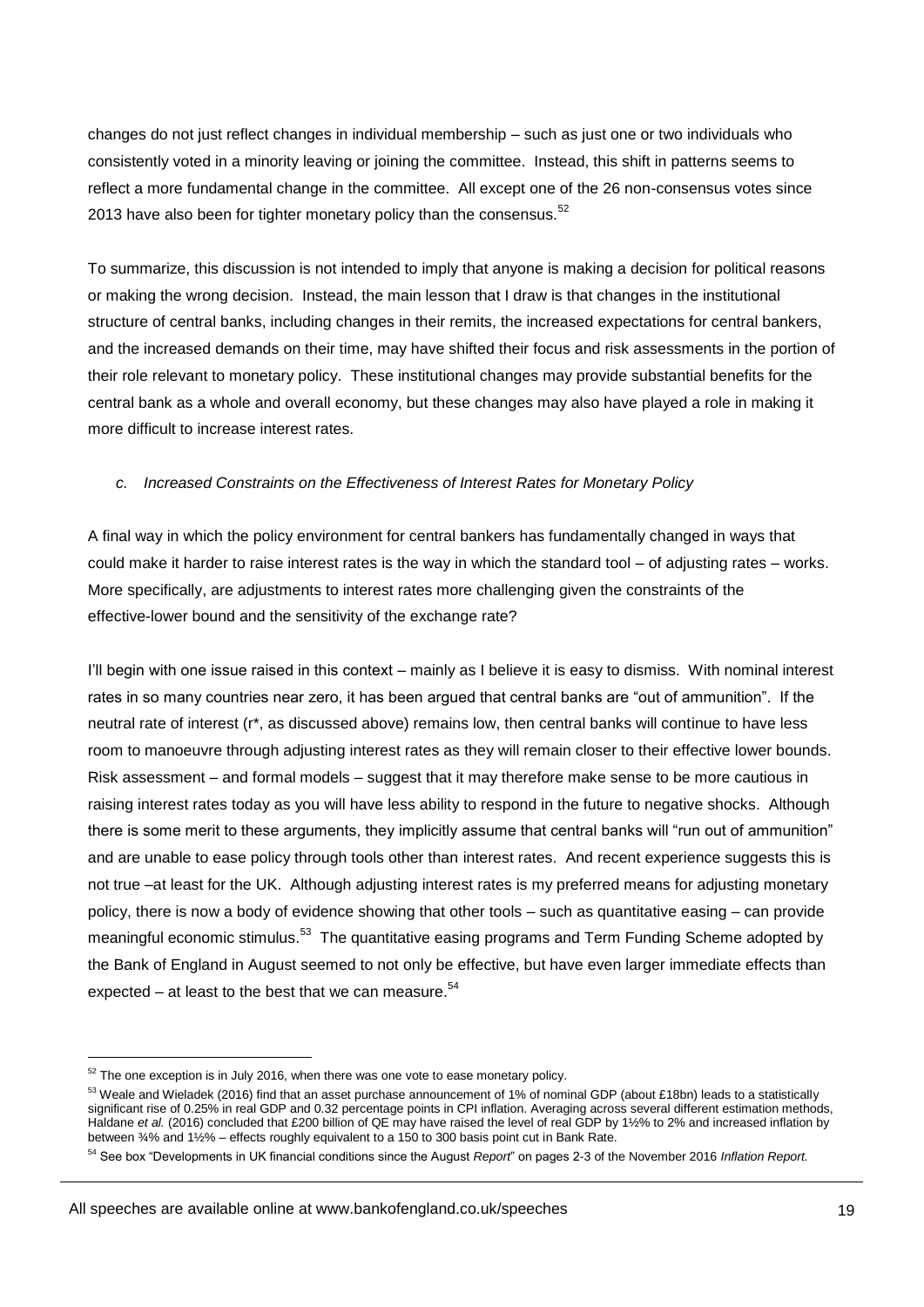changes do not just reflect changes in individual membership – such as just one or two individuals who consistently voted in a minority leaving or joining the committee. Instead, this shift in patterns seems to reflect a more fundamental change in the committee. All except one of the 26 non-consensus votes since 2013 have also been for tighter monetary policy than the consensus.[52]

To summarize, this discussion is not intended to imply that anyone is making a decision for political reasons or making the wrong decision. Instead, the main lesson that I draw is that changes in the institutional structure of central banks, including changes in their remits, the increased expectations for central bankers, and the increased demands on their time, may have shifted their focus and risk assessments in the portion of their role relevant to monetary policy. These institutional changes may provide substantial benefits for the central bank as a whole and overall economy, but these changes may also have played a role in making it more difficult to increase interest rates.

### *c. Increased Constraints on the Effectiveness of Interest Rates for Monetary Policy*

A final way in which the policy environment for central bankers has fundamentally changed in ways that could make it harder to raise interest rates is the way in which the standard tool – of adjusting rates – works. More specifically, are adjustments to interest rates more challenging given the constraints of the effective-lower bound and the sensitivity of the exchange rate?

I'll begin with one issue raised in this context – mainly as I believe it is easy to dismiss. With nominal interest rates in so many countries near zero, it has been argued that central banks are "out of ammunition". If the neutral rate of interest (r*, as discussed above) remains low, then central banks will continue to have less room to manoeuvre through adjusting interest rates as they will remain closer to their effective lower bounds. Risk assessment – and formal models – suggest that it may therefore make sense to be more cautious in raising interest rates today as you will have less ability to respond in the future to negative shocks. Although there is some merit to these arguments, they implicitly assume that central banks will "run out of ammunition" and are unable to ease policy through tools other than interest rates. And recent experience suggests this is not true –at least for the UK. Although adjusting interest rates is my preferred means for adjusting monetary policy, there is now a body of evidence showing that other tools – such as quantitative easing – can provide meaningful economic stimulus.[53] The quantitative easing programs and Term Funding Scheme adopted by the Bank of England in August seemed to not only be effective, but have even larger immediate effects than expected – at least to the best that we can measure.[54]

---

[52] The one exception is in July 2016, when there was one vote to ease monetary policy.

[53] Weale and Wieladek (2016) find that an asset purchase announcement of 1% of nominal GDP (about £18bn) leads to a statistically significant rise of 0.25% in real GDP and 0.32 percentage points in CPI inflation. Averaging across several different estimation methods, Haldane *et al.* (2016) concluded that £200 billion of QE may have raised the level of real GDP by 1½% to 2% and increased inflation by between ¾% and 1½% – effects roughly equivalent to a 150 to 300 basis point cut in Bank Rate.

[54] See box "Developments in UK financial conditions since the August *Report*" on pages 2-3 of the November 2016 *Inflation Report.*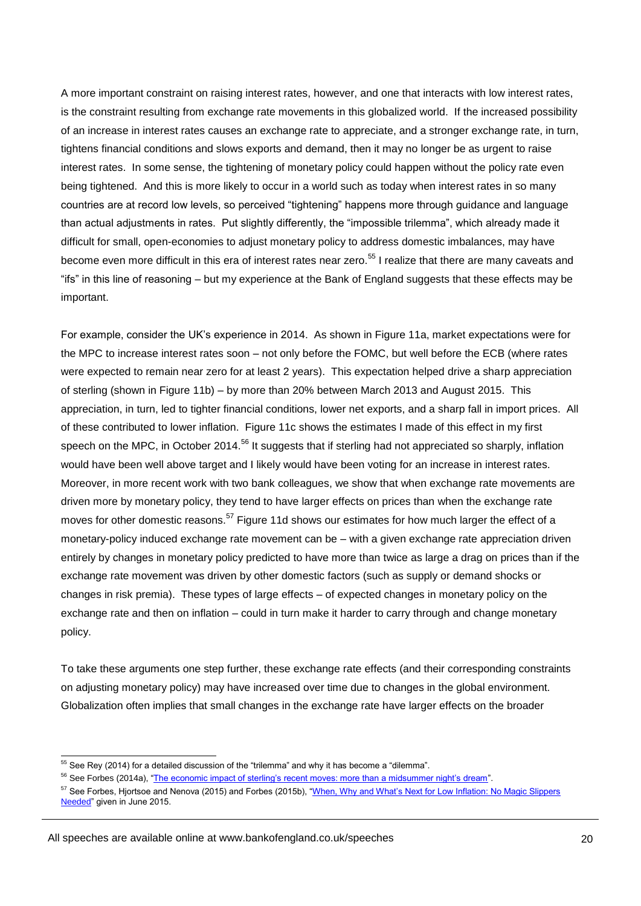A more important constraint on raising interest rates, however, and one that interacts with low interest rates, is the constraint resulting from exchange rate movements in this globalized world. If the increased possibility of an increase in interest rates causes an exchange rate to appreciate, and a stronger exchange rate, in turn, tightens financial conditions and slows exports and demand, then it may no longer be as urgent to raise interest rates. In some sense, the tightening of monetary policy could happen without the policy rate even being tightened. And this is more likely to occur in a world such as today when interest rates in so many countries are at record low levels, so perceived "tightening" happens more through guidance and language than actual adjustments in rates. Put slightly differently, the "impossible trilemma", which already made it difficult for small, open-economies to adjust monetary policy to address domestic imbalances, may have become even more difficult in this era of interest rates near zero.[55] I realize that there are many caveats and "ifs" in this line of reasoning – but my experience at the Bank of England suggests that these effects may be important.

For example, consider the UK's experience in 2014. As shown in Figure 11a, market expectations were for the MPC to increase interest rates soon – not only before the FOMC, but well before the ECB (where rates were expected to remain near zero for at least 2 years). This expectation helped drive a sharp appreciation of sterling (shown in Figure 11b) – by more than 20% between March 2013 and August 2015. This appreciation, in turn, led to tighter financial conditions, lower net exports, and a sharp fall in import prices. All of these contributed to lower inflation. Figure 11c shows the estimates I made of this effect in my first speech on the MPC, in October 2014.[56] It suggests that if sterling had not appreciated so sharply, inflation would have been well above target and I likely would have been voting for an increase in interest rates. Moreover, in more recent work with two bank colleagues, we show that when exchange rate movements are driven more by monetary policy, they tend to have larger effects on prices than when the exchange rate moves for other domestic reasons.[57] Figure 11d shows our estimates for how much larger the effect of a monetary-policy induced exchange rate movement can be – with a given exchange rate appreciation driven entirely by changes in monetary policy predicted to have more than twice as large a drag on prices than if the exchange rate movement was driven by other domestic factors (such as supply or demand shocks or changes in risk premia). These types of large effects – of expected changes in monetary policy on the exchange rate and then on inflation – could in turn make it harder to carry through and change monetary policy.

To take these arguments one step further, these exchange rate effects (and their corresponding constraints on adjusting monetary policy) may have increased over time due to changes in the global environment. Globalization often implies that small changes in the exchange rate have larger effects on the broader

---

[55] See Rey (2014) for a detailed discussion of the "trilemma" and why it has become a "dilemma".

[56] See Forbes (2014a), "The economic impact of sterling's recent moves: more than a midsummer night's dream".

[57] See Forbes, Hjortsoe and Nenova (2015) and Forbes (2015b), "When, Why and What's Next for Low Inflation: No Magic Slippers Needed" given in June 2015.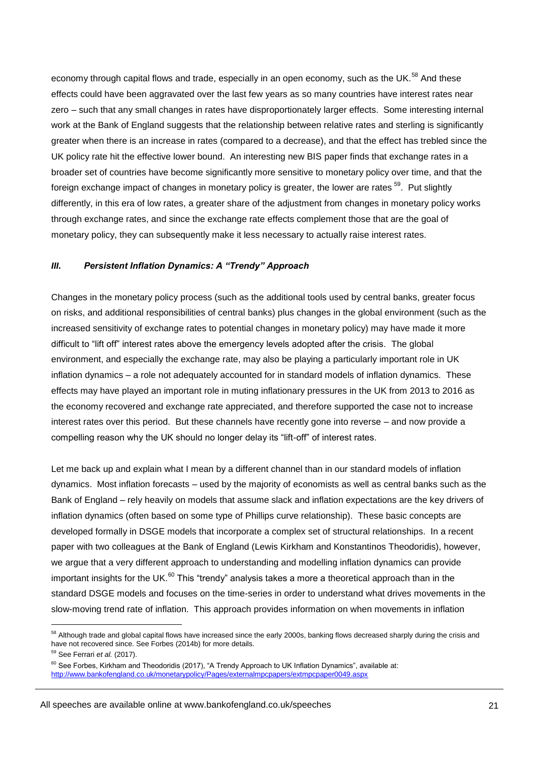economy through capital flows and trade, especially in an open economy, such as the UK.[58] And these effects could have been aggravated over the last few years as so many countries have interest rates near zero – such that any small changes in rates have disproportionately larger effects. Some interesting internal work at the Bank of England suggests that the relationship between relative rates and sterling is significantly greater when there is an increase in rates (compared to a decrease), and that the effect has trebled since the UK policy rate hit the effective lower bound. An interesting new BIS paper finds that exchange rates in a broader set of countries have become significantly more sensitive to monetary policy over time, and that the foreign exchange impact of changes in monetary policy is greater, the lower are rates [59]. Put slightly differently, in this era of low rates, a greater share of the adjustment from changes in monetary policy works through exchange rates, and since the exchange rate effects complement those that are the goal of monetary policy, they can subsequently make it less necessary to actually raise interest rates.

### *III. Persistent Inflation Dynamics: A "Trendy" Approach*

Changes in the monetary policy process (such as the additional tools used by central banks, greater focus on risks, and additional responsibilities of central banks) plus changes in the global environment (such as the increased sensitivity of exchange rates to potential changes in monetary policy) may have made it more difficult to "lift off" interest rates above the emergency levels adopted after the crisis. The global environment, and especially the exchange rate, may also be playing a particularly important role in UK inflation dynamics – a role not adequately accounted for in standard models of inflation dynamics. These effects may have played an important role in muting inflationary pressures in the UK from 2013 to 2016 as the economy recovered and exchange rate appreciated, and therefore supported the case not to increase interest rates over this period. But these channels have recently gone into reverse – and now provide a compelling reason why the UK should no longer delay its "lift-off" of interest rates.

Let me back up and explain what I mean by a different channel than in our standard models of inflation dynamics. Most inflation forecasts – used by the majority of economists as well as central banks such as the Bank of England – rely heavily on models that assume slack and inflation expectations are the key drivers of inflation dynamics (often based on some type of Phillips curve relationship). These basic concepts are developed formally in DSGE models that incorporate a complex set of structural relationships. In a recent paper with two colleagues at the Bank of England (Lewis Kirkham and Konstantinos Theodoridis), however, we argue that a very different approach to understanding and modelling inflation dynamics can provide important insights for the UK.[60] This "trendy" analysis takes a more a theoretical approach than in the standard DSGE models and focuses on the time-series in order to understand what drives movements in the slow-moving trend rate of inflation. This approach provides information on when movements in inflation

---

[58] Although trade and global capital flows have increased since the early 2000s, banking flows decreased sharply during the crisis and have not recovered since. See Forbes (2014b) for more details.

[59] See Ferrari *et al.* (2017).

[60] See Forbes, Kirkham and Theodoridis (2017), "A Trendy Approach to UK Inflation Dynamics", available at: http://www.bankofengland.co.uk/monetarypolicy/Pages/externalmpcpapers/extmpcpaper0049.aspx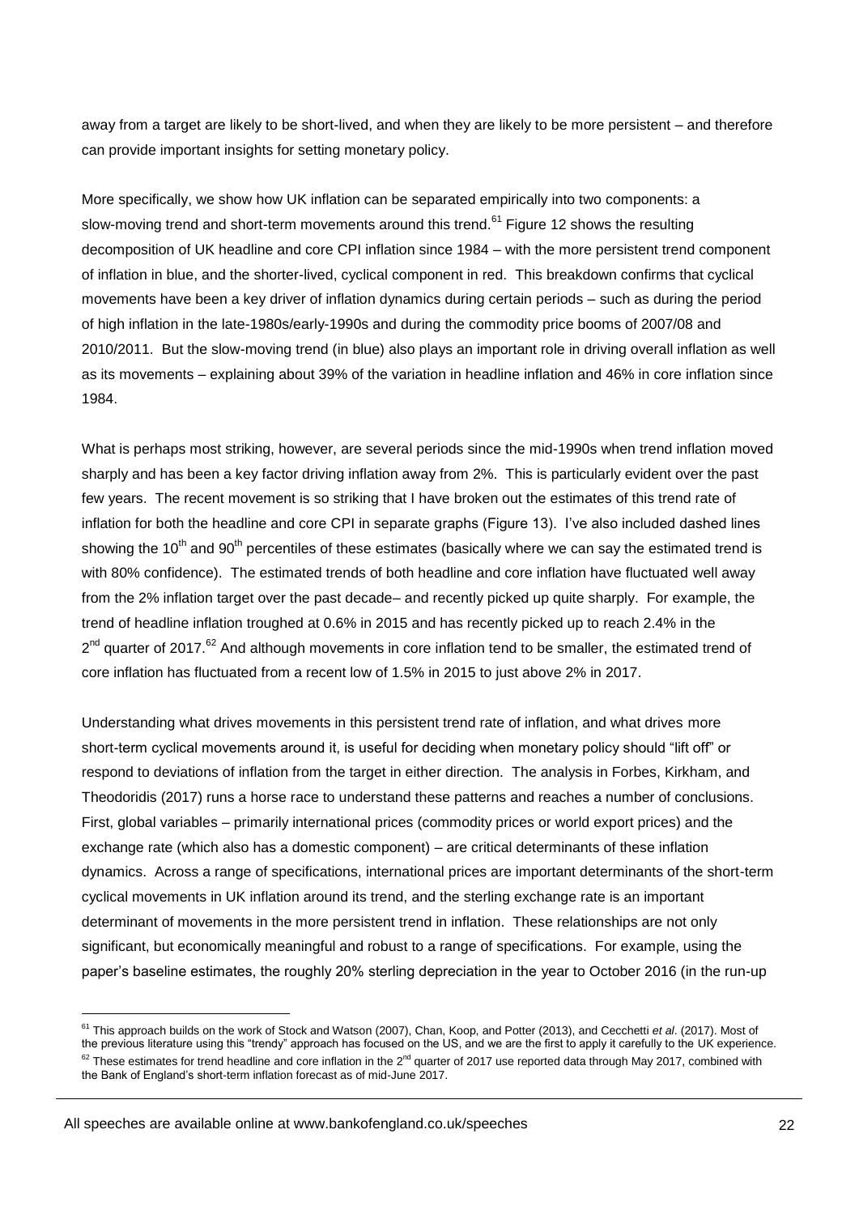away from a target are likely to be short-lived, and when they are likely to be more persistent – and therefore can provide important insights for setting monetary policy.

More specifically, we show how UK inflation can be separated empirically into two components: a slow-moving trend and short-term movements around this trend.[61] Figure 12 shows the resulting decomposition of UK headline and core CPI inflation since 1984 – with the more persistent trend component of inflation in blue, and the shorter-lived, cyclical component in red. This breakdown confirms that cyclical movements have been a key driver of inflation dynamics during certain periods – such as during the period of high inflation in the late-1980s/early-1990s and during the commodity price booms of 2007/08 and 2010/2011. But the slow-moving trend (in blue) also plays an important role in driving overall inflation as well as its movements – explaining about 39% of the variation in headline inflation and 46% in core inflation since 1984.

What is perhaps most striking, however, are several periods since the mid-1990s when trend inflation moved sharply and has been a key factor driving inflation away from 2%. This is particularly evident over the past few years. The recent movement is so striking that I have broken out the estimates of this trend rate of inflation for both the headline and core CPI in separate graphs (Figure 13). I've also included dashed lines showing the 10th and 90th percentiles of these estimates (basically where we can say the estimated trend is with 80% confidence). The estimated trends of both headline and core inflation have fluctuated well away from the 2% inflation target over the past decade– and recently picked up quite sharply. For example, the trend of headline inflation troughed at 0.6% in 2015 and has recently picked up to reach 2.4% in the 2nd quarter of 2017.[62] And although movements in core inflation tend to be smaller, the estimated trend of core inflation has fluctuated from a recent low of 1.5% in 2015 to just above 2% in 2017.

Understanding what drives movements in this persistent trend rate of inflation, and what drives more short-term cyclical movements around it, is useful for deciding when monetary policy should "lift off" or respond to deviations of inflation from the target in either direction. The analysis in Forbes, Kirkham, and Theodoridis (2017) runs a horse race to understand these patterns and reaches a number of conclusions. First, global variables – primarily international prices (commodity prices or world export prices) and the exchange rate (which also has a domestic component) – are critical determinants of these inflation dynamics. Across a range of specifications, international prices are important determinants of the short-term cyclical movements in UK inflation around its trend, and the sterling exchange rate is an important determinant of movements in the more persistent trend in inflation. These relationships are not only significant, but economically meaningful and robust to a range of specifications. For example, using the paper's baseline estimates, the roughly 20% sterling depreciation in the year to October 2016 (in the run-up

[61] This approach builds on the work of Stock and Watson (2007), Chan, Koop, and Potter (2013), and Cecchetti *et al*. (2017). Most of the previous literature using this "trendy" approach has focused on the US, and we are the first to apply it carefully to the UK experience.

[62] These estimates for trend headline and core inflation in the 2nd quarter of 2017 use reported data through May 2017, combined with the Bank of England's short-term inflation forecast as of mid-June 2017.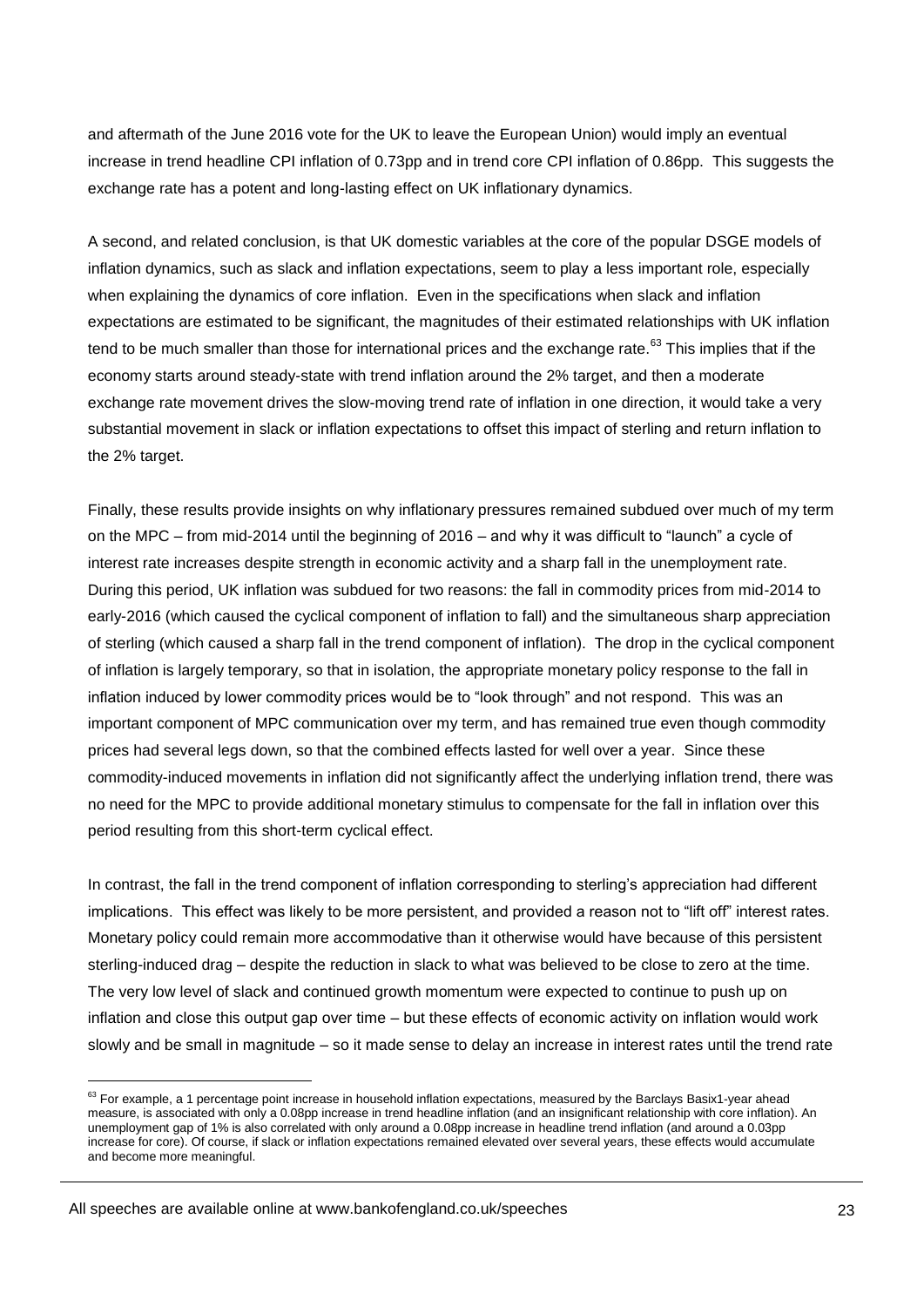and aftermath of the June 2016 vote for the UK to leave the European Union) would imply an eventual increase in trend headline CPI inflation of 0.73pp and in trend core CPI inflation of 0.86pp. This suggests the exchange rate has a potent and long-lasting effect on UK inflationary dynamics.

A second, and related conclusion, is that UK domestic variables at the core of the popular DSGE models of inflation dynamics, such as slack and inflation expectations, seem to play a less important role, especially when explaining the dynamics of core inflation. Even in the specifications when slack and inflation expectations are estimated to be significant, the magnitudes of their estimated relationships with UK inflation tend to be much smaller than those for international prices and the exchange rate.[63] This implies that if the economy starts around steady-state with trend inflation around the 2% target, and then a moderate exchange rate movement drives the slow-moving trend rate of inflation in one direction, it would take a very substantial movement in slack or inflation expectations to offset this impact of sterling and return inflation to the 2% target.

Finally, these results provide insights on why inflationary pressures remained subdued over much of my term on the MPC – from mid-2014 until the beginning of 2016 – and why it was difficult to "launch" a cycle of interest rate increases despite strength in economic activity and a sharp fall in the unemployment rate. During this period, UK inflation was subdued for two reasons: the fall in commodity prices from mid-2014 to early-2016 (which caused the cyclical component of inflation to fall) and the simultaneous sharp appreciation of sterling (which caused a sharp fall in the trend component of inflation). The drop in the cyclical component of inflation is largely temporary, so that in isolation, the appropriate monetary policy response to the fall in inflation induced by lower commodity prices would be to "look through" and not respond. This was an important component of MPC communication over my term, and has remained true even though commodity prices had several legs down, so that the combined effects lasted for well over a year. Since these commodity-induced movements in inflation did not significantly affect the underlying inflation trend, there was no need for the MPC to provide additional monetary stimulus to compensate for the fall in inflation over this period resulting from this short-term cyclical effect.

In contrast, the fall in the trend component of inflation corresponding to sterling's appreciation had different implications. This effect was likely to be more persistent, and provided a reason not to "lift off" interest rates. Monetary policy could remain more accommodative than it otherwise would have because of this persistent sterling-induced drag – despite the reduction in slack to what was believed to be close to zero at the time. The very low level of slack and continued growth momentum were expected to continue to push up on inflation and close this output gap over time – but these effects of economic activity on inflation would work slowly and be small in magnitude – so it made sense to delay an increase in interest rates until the trend rate

[63] For example, a 1 percentage point increase in household inflation expectations, measured by the Barclays Basix1-year ahead measure, is associated with only a 0.08pp increase in trend headline inflation (and an insignificant relationship with core inflation). An unemployment gap of 1% is also correlated with only around a 0.08pp increase in headline trend inflation (and around a 0.03pp increase for core). Of course, if slack or inflation expectations remained elevated over several years, these effects would accumulate and become more meaningful.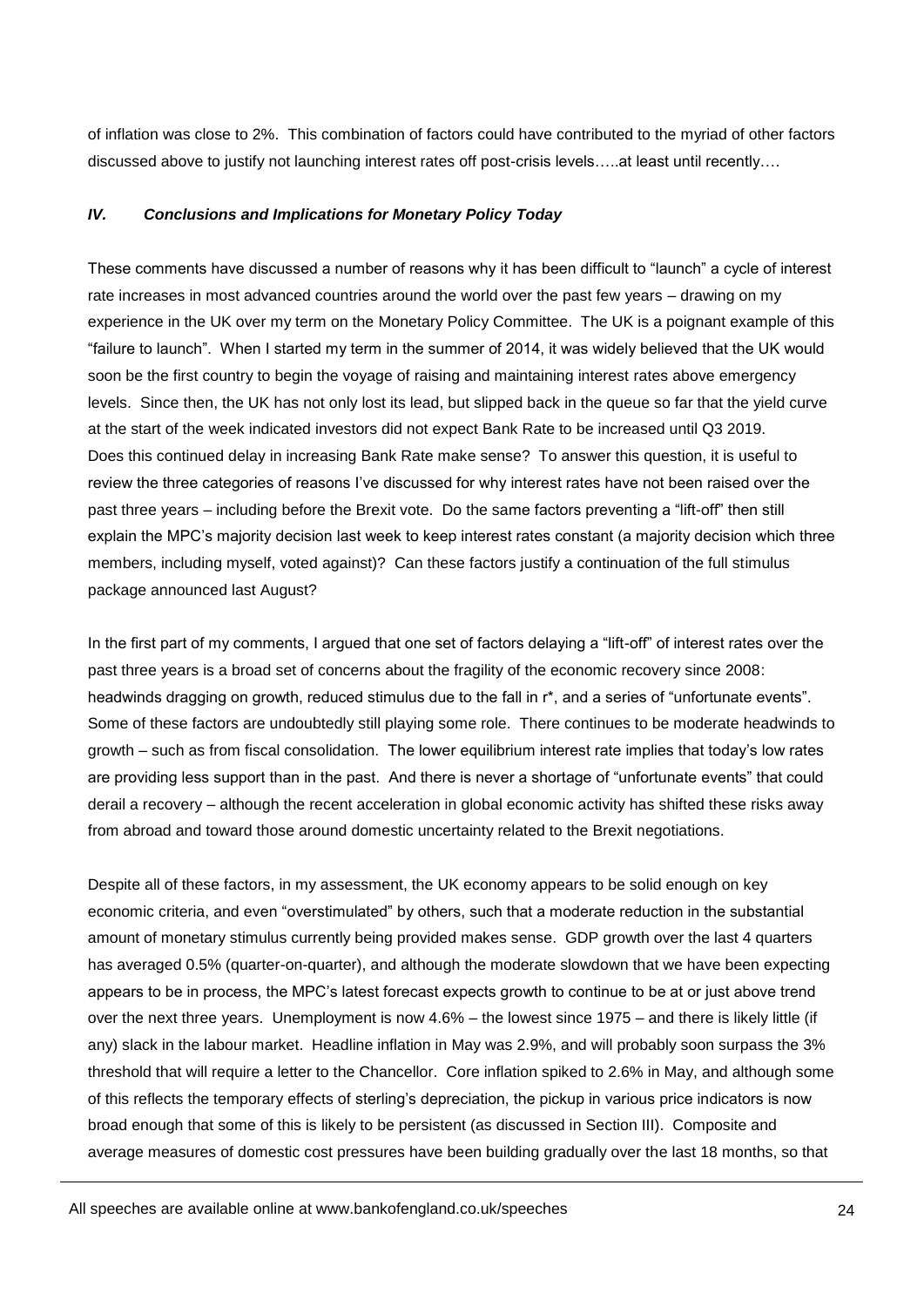of inflation was close to 2%. This combination of factors could have contributed to the myriad of other factors discussed above to justify not launching interest rates off post-crisis levels…..at least until recently….

### *IV. Conclusions and Implications for Monetary Policy Today*

These comments have discussed a number of reasons why it has been difficult to "launch" a cycle of interest rate increases in most advanced countries around the world over the past few years – drawing on my experience in the UK over my term on the Monetary Policy Committee. The UK is a poignant example of this "failure to launch". When I started my term in the summer of 2014, it was widely believed that the UK would soon be the first country to begin the voyage of raising and maintaining interest rates above emergency levels. Since then, the UK has not only lost its lead, but slipped back in the queue so far that the yield curve at the start of the week indicated investors did not expect Bank Rate to be increased until Q3 2019. Does this continued delay in increasing Bank Rate make sense? To answer this question, it is useful to review the three categories of reasons I've discussed for why interest rates have not been raised over the past three years – including before the Brexit vote. Do the same factors preventing a "lift-off" then still explain the MPC's majority decision last week to keep interest rates constant (a majority decision which three members, including myself, voted against)? Can these factors justify a continuation of the full stimulus package announced last August?

In the first part of my comments, I argued that one set of factors delaying a "lift-off" of interest rates over the past three years is a broad set of concerns about the fragility of the economic recovery since 2008: headwinds dragging on growth, reduced stimulus due to the fall in r*, and a series of "unfortunate events". Some of these factors are undoubtedly still playing some role. There continues to be moderate headwinds to growth – such as from fiscal consolidation. The lower equilibrium interest rate implies that today's low rates are providing less support than in the past. And there is never a shortage of "unfortunate events" that could derail a recovery – although the recent acceleration in global economic activity has shifted these risks away from abroad and toward those around domestic uncertainty related to the Brexit negotiations.

Despite all of these factors, in my assessment, the UK economy appears to be solid enough on key economic criteria, and even "overstimulated" by others, such that a moderate reduction in the substantial amount of monetary stimulus currently being provided makes sense. GDP growth over the last 4 quarters has averaged 0.5% (quarter-on-quarter), and although the moderate slowdown that we have been expecting appears to be in process, the MPC's latest forecast expects growth to continue to be at or just above trend over the next three years. Unemployment is now 4.6% – the lowest since 1975 – and there is likely little (if any) slack in the labour market. Headline inflation in May was 2.9%, and will probably soon surpass the 3% threshold that will require a letter to the Chancellor. Core inflation spiked to 2.6% in May, and although some of this reflects the temporary effects of sterling's depreciation, the pickup in various price indicators is now broad enough that some of this is likely to be persistent (as discussed in Section III). Composite and average measures of domestic cost pressures have been building gradually over the last 18 months, so that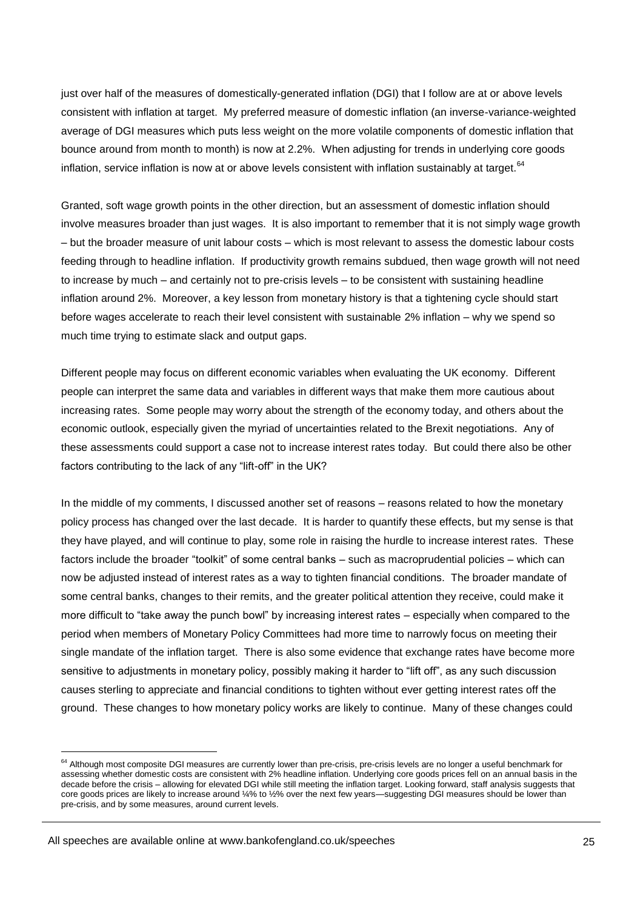just over half of the measures of domestically-generated inflation (DGI) that I follow are at or above levels consistent with inflation at target. My preferred measure of domestic inflation (an inverse-variance-weighted average of DGI measures which puts less weight on the more volatile components of domestic inflation that bounce around from month to month) is now at 2.2%. When adjusting for trends in underlying core goods inflation, service inflation is now at or above levels consistent with inflation sustainably at target.[64]

Granted, soft wage growth points in the other direction, but an assessment of domestic inflation should involve measures broader than just wages. It is also important to remember that it is not simply wage growth – but the broader measure of unit labour costs – which is most relevant to assess the domestic labour costs feeding through to headline inflation. If productivity growth remains subdued, then wage growth will not need to increase by much – and certainly not to pre-crisis levels – to be consistent with sustaining headline inflation around 2%. Moreover, a key lesson from monetary history is that a tightening cycle should start before wages accelerate to reach their level consistent with sustainable 2% inflation – why we spend so much time trying to estimate slack and output gaps.

Different people may focus on different economic variables when evaluating the UK economy. Different people can interpret the same data and variables in different ways that make them more cautious about increasing rates. Some people may worry about the strength of the economy today, and others about the economic outlook, especially given the myriad of uncertainties related to the Brexit negotiations. Any of these assessments could support a case not to increase interest rates today. But could there also be other factors contributing to the lack of any "lift-off" in the UK?

In the middle of my comments, I discussed another set of reasons – reasons related to how the monetary policy process has changed over the last decade. It is harder to quantify these effects, but my sense is that they have played, and will continue to play, some role in raising the hurdle to increase interest rates. These factors include the broader "toolkit" of some central banks – such as macroprudential policies – which can now be adjusted instead of interest rates as a way to tighten financial conditions. The broader mandate of some central banks, changes to their remits, and the greater political attention they receive, could make it more difficult to "take away the punch bowl" by increasing interest rates – especially when compared to the period when members of Monetary Policy Committees had more time to narrowly focus on meeting their single mandate of the inflation target. There is also some evidence that exchange rates have become more sensitive to adjustments in monetary policy, possibly making it harder to "lift off", as any such discussion causes sterling to appreciate and financial conditions to tighten without ever getting interest rates off the ground. These changes to how monetary policy works are likely to continue. Many of these changes could

---

[64] Although most composite DGI measures are currently lower than pre-crisis, pre-crisis levels are no longer a useful benchmark for assessing whether domestic costs are consistent with 2% headline inflation. Underlying core goods prices fell on an annual basis in the decade before the crisis – allowing for elevated DGI while still meeting the inflation target. Looking forward, staff analysis suggests that core goods prices are likely to increase around ¼% to ½% over the next few years—suggesting DGI measures should be lower than pre-crisis, and by some measures, around current levels.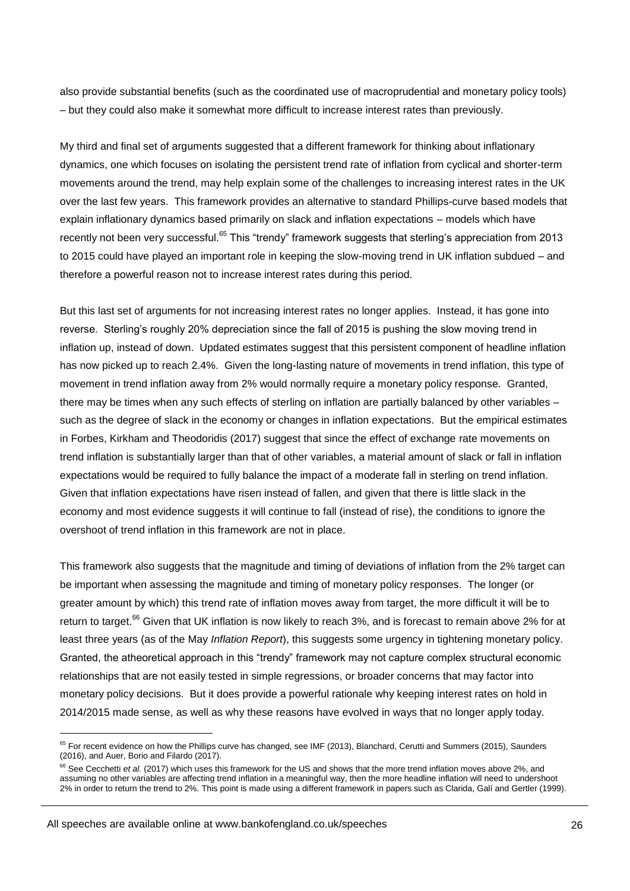also provide substantial benefits (such as the coordinated use of macroprudential and monetary policy tools) – but they could also make it somewhat more difficult to increase interest rates than previously.

My third and final set of arguments suggested that a different framework for thinking about inflationary dynamics, one which focuses on isolating the persistent trend rate of inflation from cyclical and shorter-term movements around the trend, may help explain some of the challenges to increasing interest rates in the UK over the last few years. This framework provides an alternative to standard Phillips-curve based models that explain inflationary dynamics based primarily on slack and inflation expectations – models which have recently not been very successful.[65] This "trendy" framework suggests that sterling's appreciation from 2013 to 2015 could have played an important role in keeping the slow-moving trend in UK inflation subdued – and therefore a powerful reason not to increase interest rates during this period.

But this last set of arguments for not increasing interest rates no longer applies. Instead, it has gone into reverse. Sterling's roughly 20% depreciation since the fall of 2015 is pushing the slow moving trend in inflation up, instead of down. Updated estimates suggest that this persistent component of headline inflation has now picked up to reach 2.4%. Given the long-lasting nature of movements in trend inflation, this type of movement in trend inflation away from 2% would normally require a monetary policy response. Granted, there may be times when any such effects of sterling on inflation are partially balanced by other variables – such as the degree of slack in the economy or changes in inflation expectations. But the empirical estimates in Forbes, Kirkham and Theodoridis (2017) suggest that since the effect of exchange rate movements on trend inflation is substantially larger than that of other variables, a material amount of slack or fall in inflation expectations would be required to fully balance the impact of a moderate fall in sterling on trend inflation. Given that inflation expectations have risen instead of fallen, and given that there is little slack in the economy and most evidence suggests it will continue to fall (instead of rise), the conditions to ignore the overshoot of trend inflation in this framework are not in place.

This framework also suggests that the magnitude and timing of deviations of inflation from the 2% target can be important when assessing the magnitude and timing of monetary policy responses. The longer (or greater amount by which) this trend rate of inflation moves away from target, the more difficult it will be to return to target.[66] Given that UK inflation is now likely to reach 3%, and is forecast to remain above 2% for at least three years (as of the May *Inflation Report*), this suggests some urgency in tightening monetary policy. Granted, the atheoretical approach in this "trendy" framework may not capture complex structural economic relationships that are not easily tested in simple regressions, or broader concerns that may factor into monetary policy decisions. But it does provide a powerful rationale why keeping interest rates on hold in 2014/2015 made sense, as well as why these reasons have evolved in ways that no longer apply today.

[65] For recent evidence on how the Phillips curve has changed, see IMF (2013), Blanchard, Cerutti and Summers (2015), Saunders (2016), and Auer, Borio and Filardo (2017).

[66] See Cecchetti *et al.* (2017) which uses this framework for the US and shows that the more trend inflation moves above 2%, and assuming no other variables are affecting trend inflation in a meaningful way, then the more headline inflation will need to undershoot 2% in order to return the trend to 2%. This point is made using a different framework in papers such as Clarida, Galí and Gertler (1999).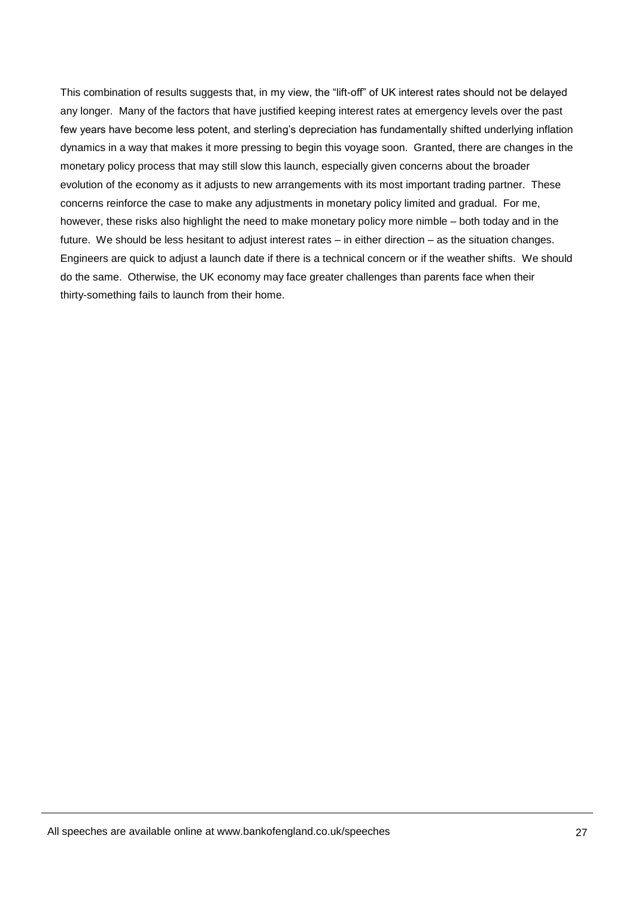This combination of results suggests that, in my view, the "lift-off" of UK interest rates should not be delayed any longer. Many of the factors that have justified keeping interest rates at emergency levels over the past few years have become less potent, and sterling's depreciation has fundamentally shifted underlying inflation dynamics in a way that makes it more pressing to begin this voyage soon. Granted, there are changes in the monetary policy process that may still slow this launch, especially given concerns about the broader evolution of the economy as it adjusts to new arrangements with its most important trading partner. These concerns reinforce the case to make any adjustments in monetary policy limited and gradual. For me, however, these risks also highlight the need to make monetary policy more nimble – both today and in the future. We should be less hesitant to adjust interest rates – in either direction – as the situation changes. Engineers are quick to adjust a launch date if there is a technical concern or if the weather shifts. We should do the same. Otherwise, the UK economy may face greater challenges than parents face when their thirty-something fails to launch from their home.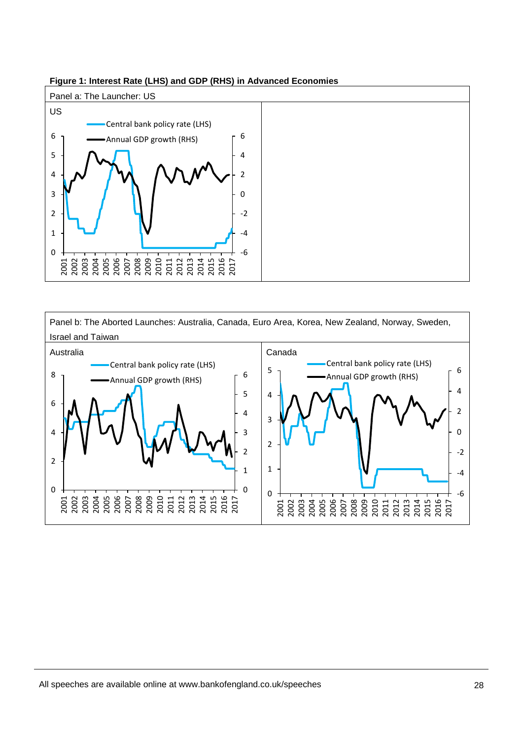**Figure 1: Interest Rate (LHS) and GDP (RHS) in Advanced Economies**

Panel a: The Launcher: US

Panel b: The Aborted Launches: Australia, Canada, Euro Area, Korea, New Zealand, Norway, Sweden, Israel and Taiwan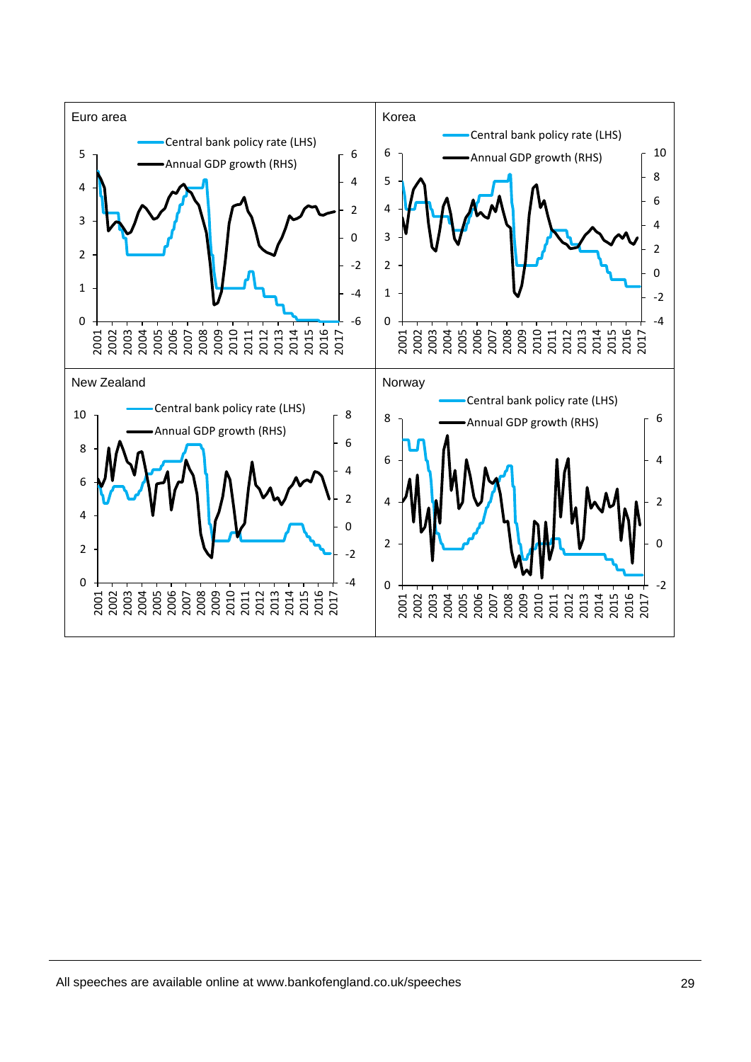Euro area

Central bank policy rate (LHS)

Annual GDP growth (RHS)

Korea

Central bank policy rate (LHS)

Annual GDP growth (RHS)

New Zealand

Central bank policy rate (LHS)

Annual GDP growth (RHS)

Norway

Central bank policy rate (LHS)

Annual GDP growth (RHS)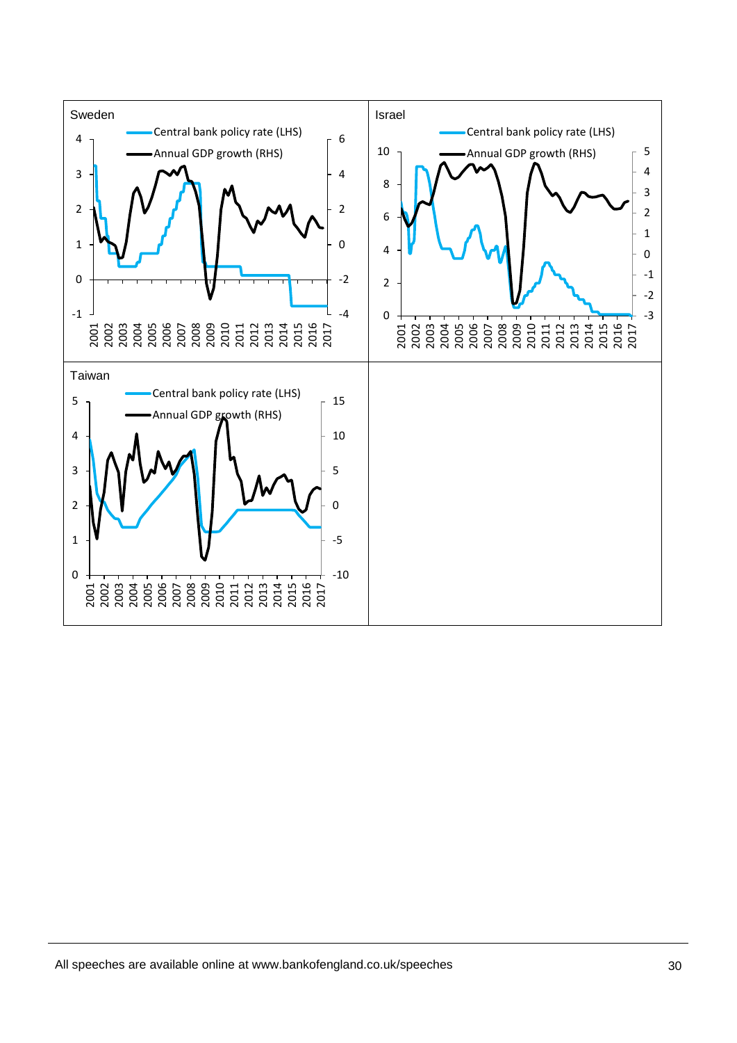Sweden

Central bank policy rate (LHS)

Annual GDP growth (RHS)

Israel

Central bank policy rate (LHS)

Annual GDP growth (RHS)

Taiwan

Central bank policy rate (LHS)

Annual GDP growth (RHS)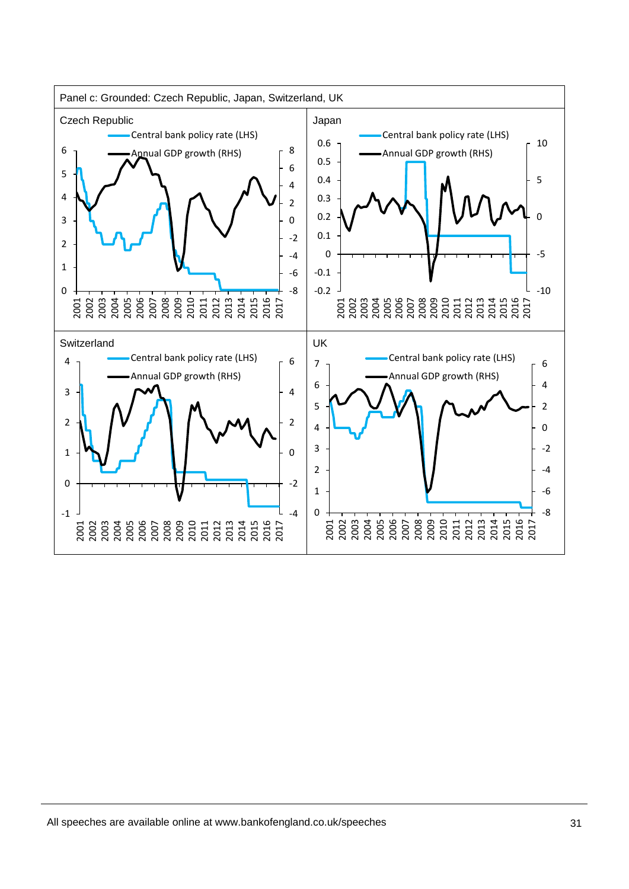Panel c: Grounded: Czech Republic, Japan, Switzerland, UK

Czech Republic

Central bank policy rate (LHS)

Annual GDP growth (RHS)

Japan

Central bank policy rate (LHS)

Annual GDP growth (RHS)

Switzerland

Central bank policy rate (LHS)

Annual GDP growth (RHS)

UK

Central bank policy rate (LHS)

Annual GDP growth (RHS)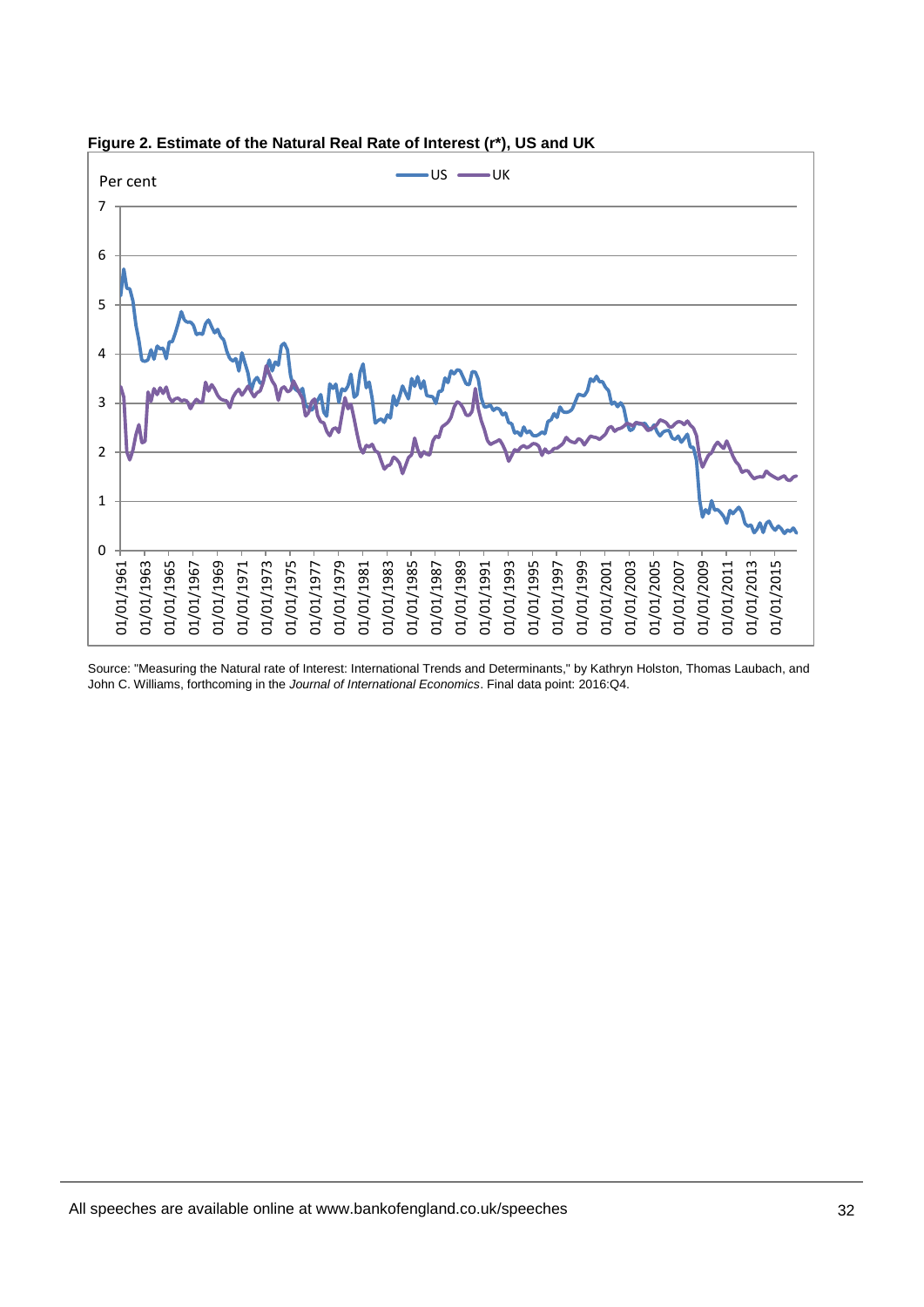**Figure 2. Estimate of the Natural Real Rate of Interest (r*), US and UK**

Source: "Measuring the Natural rate of Interest: International Trends and Determinants," by Kathryn Holston, Thomas Laubach, and John C. Williams, forthcoming in the *Journal of International Economics*. Final data point: 2016:Q4.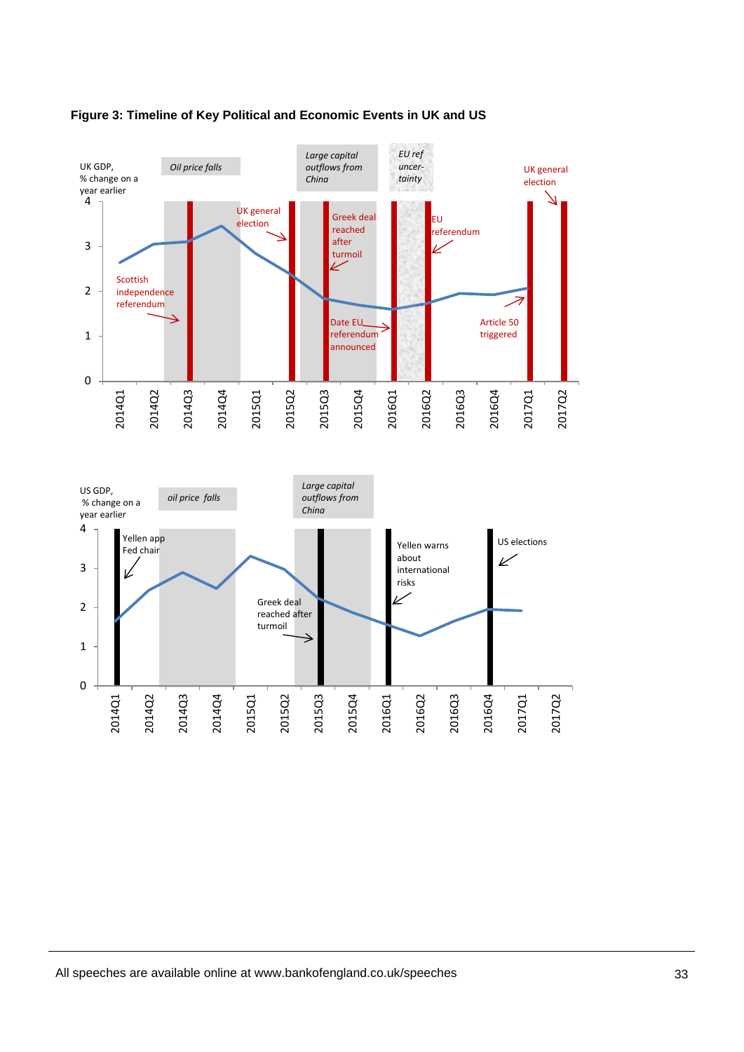**Figure 3: Timeline of Key Political and Economic Events in UK and US**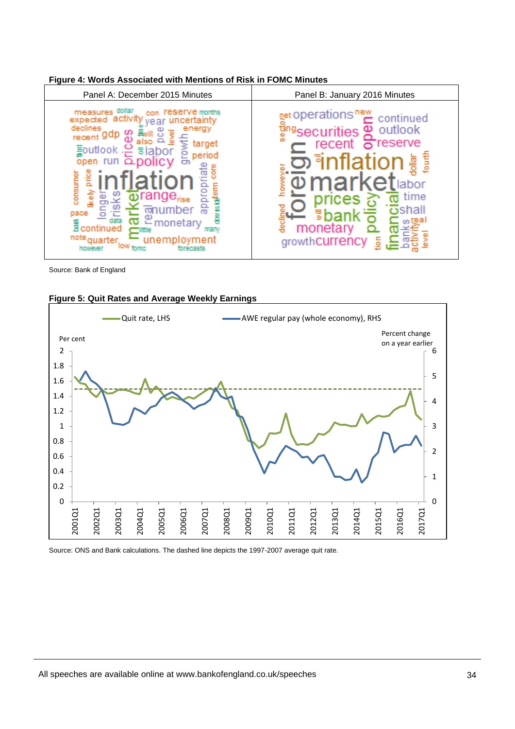**Figure 4: Words Associated with Mentions of Risk in FOMC Minutes**

| Panel A: December 2015 Minutes | Panel B: January 2016 Minutes |
|---|---|
| | |

Source: Bank of England

**Figure 5: Quit Rates and Average Weekly Earnings**

Source: ONS and Bank calculations. The dashed line depicts the 1997-2007 average quit rate.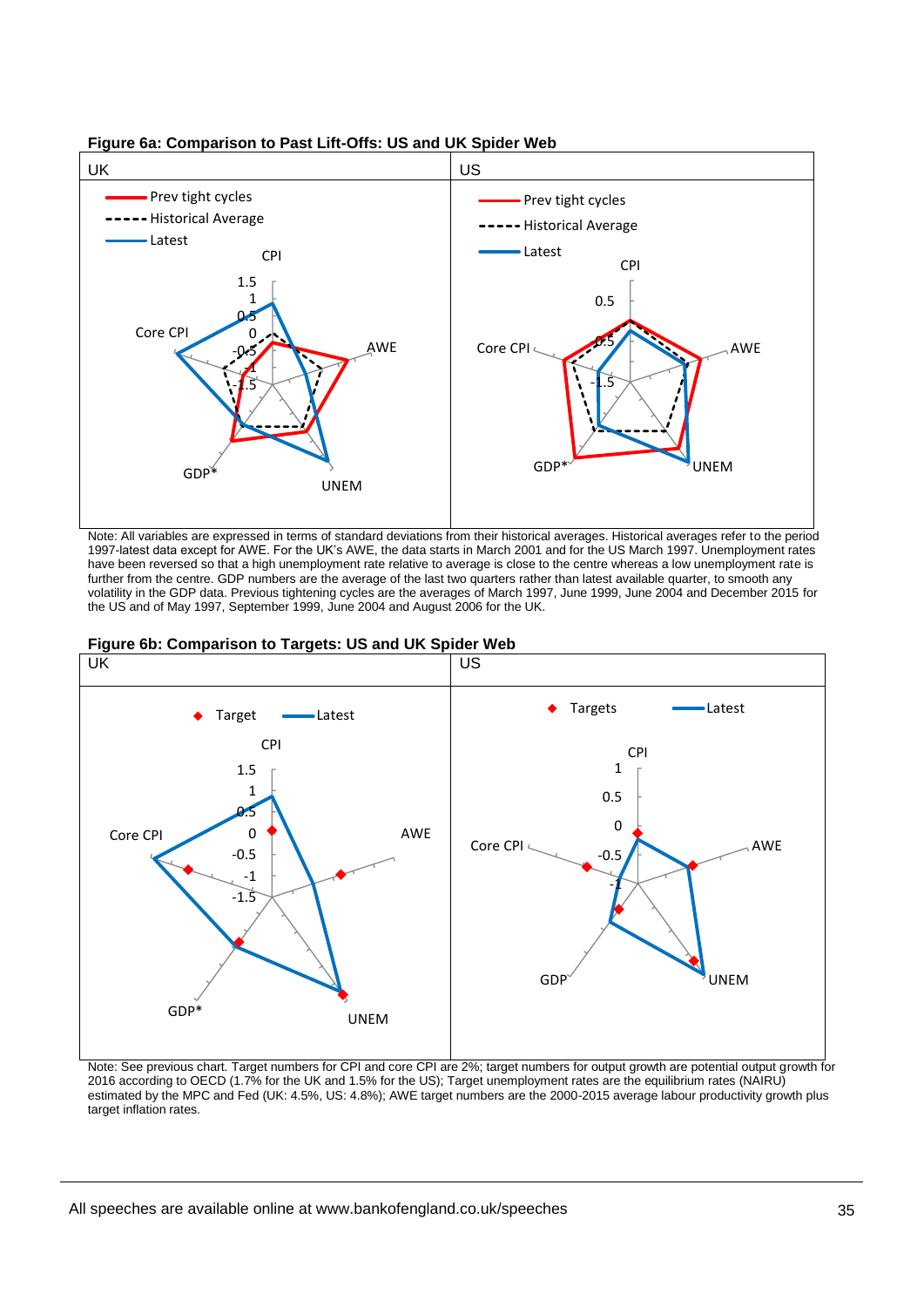**Figure 6a: Comparison to Past Lift-Offs: US and UK Spider Web**

| UK | US |
|---|---|
| Prev tight cycles / Historical Average / Latest; axes: CPI, AWE, UNEM, GDP*, Core CPI | Prev tight cycles / Historical Average / Latest; axes: CPI, AWE, UNEM, GDP*, Core CPI |

Note: All variables are expressed in terms of standard deviations from their historical averages. Historical averages refer to the period 1997-latest data except for AWE. For the UK's AWE, the data starts in March 2001 and for the US March 1997. Unemployment rates have been reversed so that a high unemployment rate relative to average is close to the centre whereas a low unemployment rate is further from the centre. GDP numbers are the average of the last two quarters rather than latest available quarter, to smooth any volatility in the GDP data. Previous tightening cycles are the averages of March 1997, June 1999, June 2004 and December 2015 for the US and of May 1997, September 1999, June 2004 and August 2006 for the UK.

**Figure 6b: Comparison to Targets: US and UK Spider Web**

| UK | US |
|---|---|
| Target / Latest; axes: CPI, AWE, UNEM, GDP*, Core CPI | Targets / Latest; axes: CPI, AWE, UNEM, GDP, Core CPI |

Note: See previous chart. Target numbers for CPI and core CPI are 2%; target numbers for output growth are potential output growth for 2016 according to OECD (1.7% for the UK and 1.5% for the US); Target unemployment rates are the equilibrium rates (NAIRU) estimated by the MPC and Fed (UK: 4.5%, US: 4.8%); AWE target numbers are the 2000-2015 average labour productivity growth plus target inflation rates.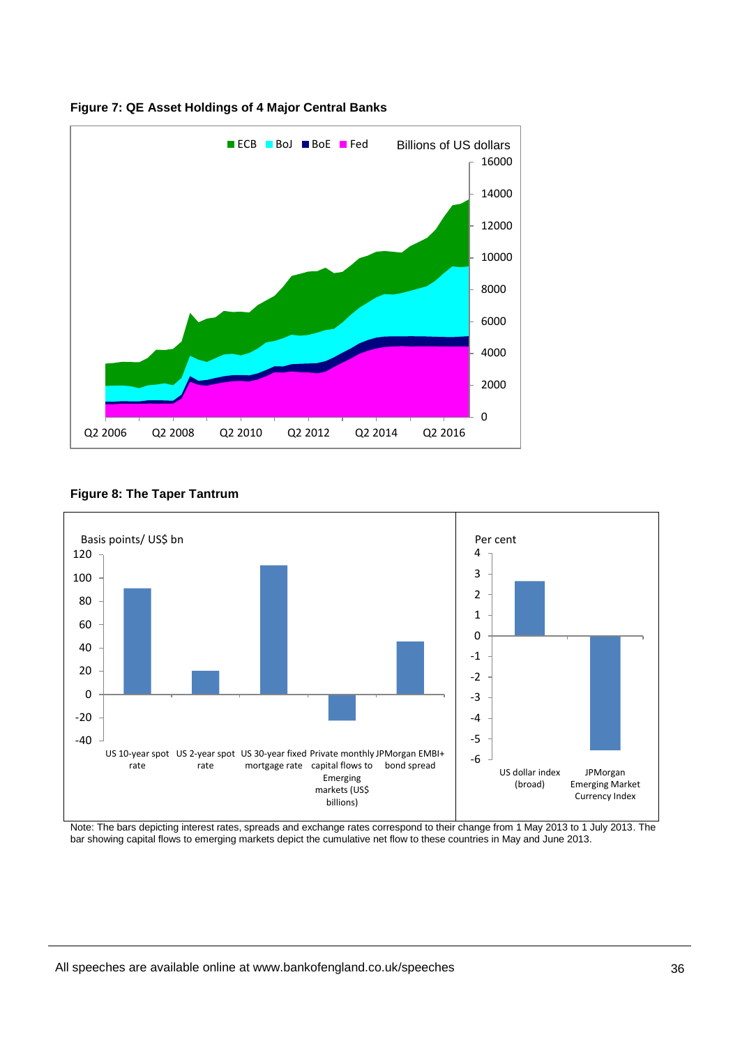**Figure 7: QE Asset Holdings of 4 Major Central Banks**

**Figure 8: The Taper Tantrum**

Note: The bars depicting interest rates, spreads and exchange rates correspond to their change from 1 May 2013 to 1 July 2013. The bar showing capital flows to emerging markets depict the cumulative net flow to these countries in May and June 2013.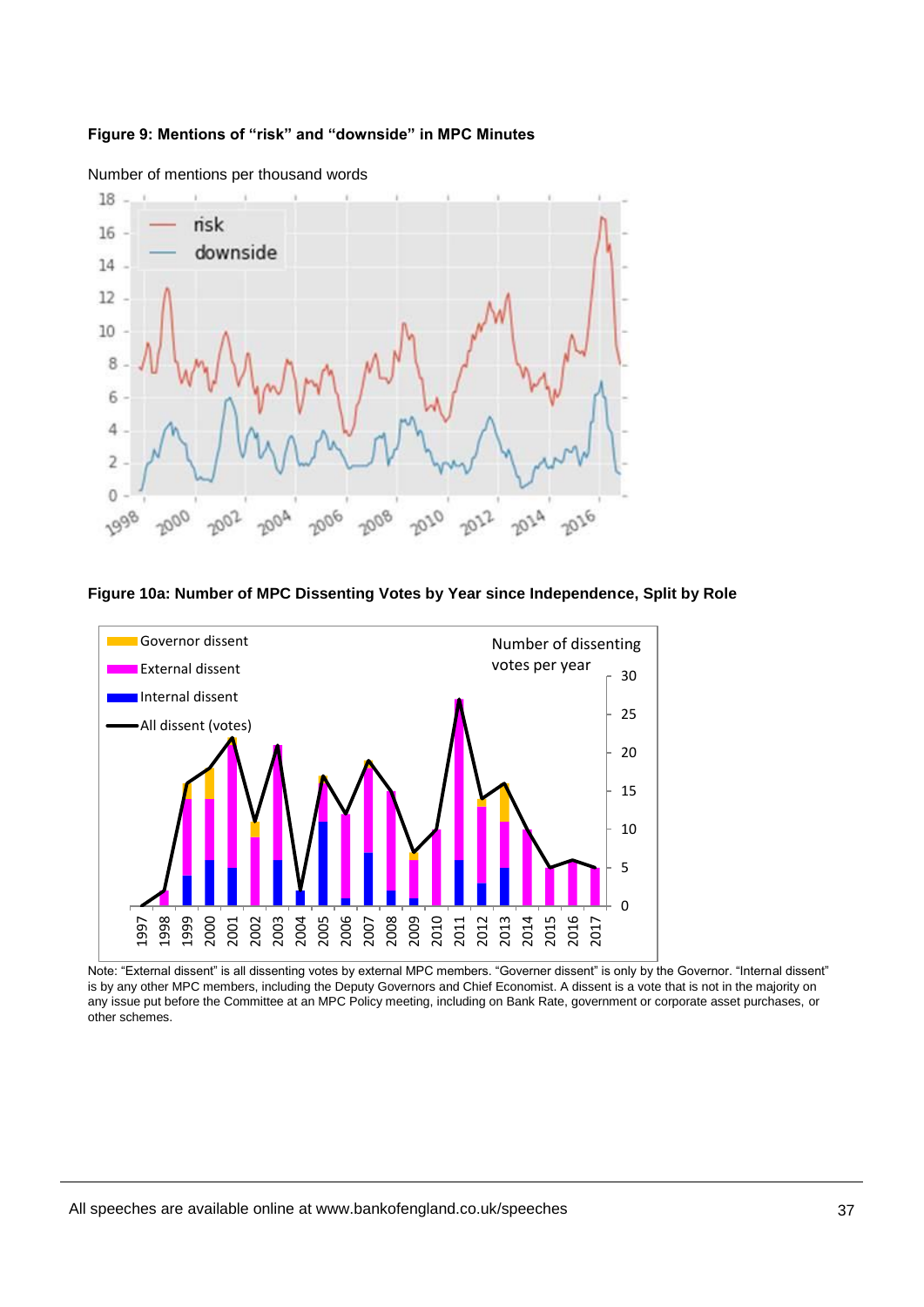**Figure 9: Mentions of "risk" and "downside" in MPC Minutes**

**Figure 10a: Number of MPC Dissenting Votes by Year since Independence, Split by Role**

Note: "External dissent" is all dissenting votes by external MPC members. "Governer dissent" is only by the Governor. "Internal dissent" is by any other MPC members, including the Deputy Governors and Chief Economist. A dissent is a vote that is not in the majority on any issue put before the Committee at an MPC Policy meeting, including on Bank Rate, government or corporate asset purchases, or other schemes.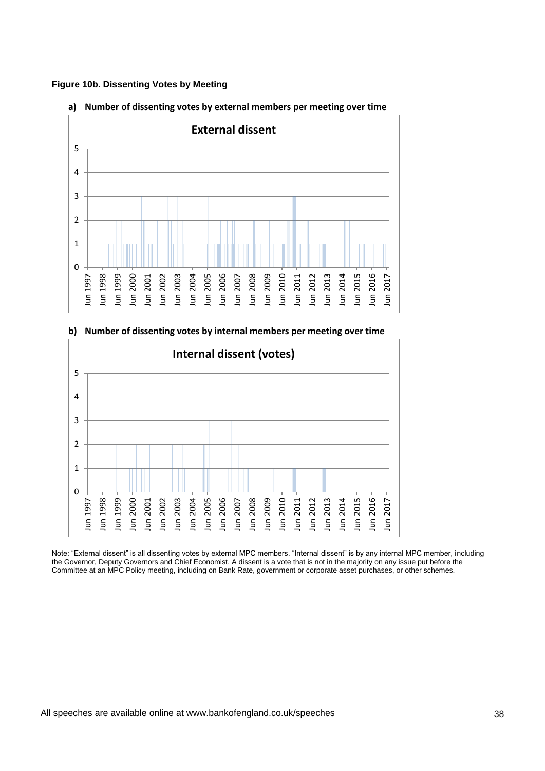**Figure 10b. Dissenting Votes by Meeting**

**a) Number of dissenting votes by external members per meeting over time**

**b) Number of dissenting votes by internal members per meeting over time**

Note: "External dissent" is all dissenting votes by external MPC members. "Internal dissent" is by any internal MPC member, including the Governor, Deputy Governors and Chief Economist. A dissent is a vote that is not in the majority on any issue put before the Committee at an MPC Policy meeting, including on Bank Rate, government or corporate asset purchases, or other schemes.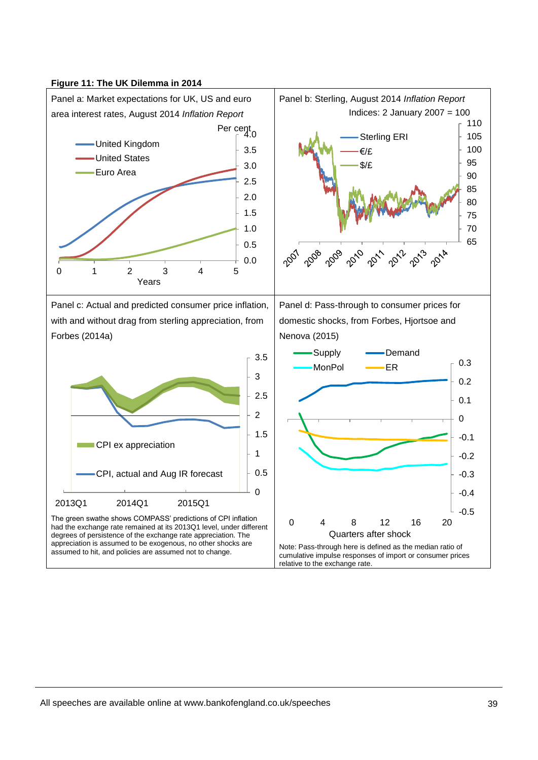**Figure 11: The UK Dilemma in 2014**

Panel a: Market expectations for UK, US and euro area interest rates, August 2014 *Inflation Report*

Per cent

United Kingdom
United States
Euro Area

Years

Panel b: Sterling, August 2014 *Inflation Report*

Indices: 2 January 2007 = 100

Sterling ERI
€/£
$/£

Panel c: Actual and predicted consumer price inflation, with and without drag from sterling appreciation, from Forbes (2014a)

CPI ex appreciation

CPI, actual and Aug IR forecast

The green swathe shows COMPASS' predictions of CPI inflation had the exchange rate remained at its 2013Q1 level, under different degrees of persistence of the exchange rate appreciation. The appreciation is assumed to be exogenous, no other shocks are assumed to hit, and policies are assumed not to change.

Panel d: Pass-through to consumer prices for domestic shocks, from Forbes, Hjortsoe and Nenova (2015)

Supply
Demand
MonPol
ER

Quarters after shock

Note: Pass-through here is defined as the median ratio of cumulative impulse responses of import or consumer prices relative to the exchange rate.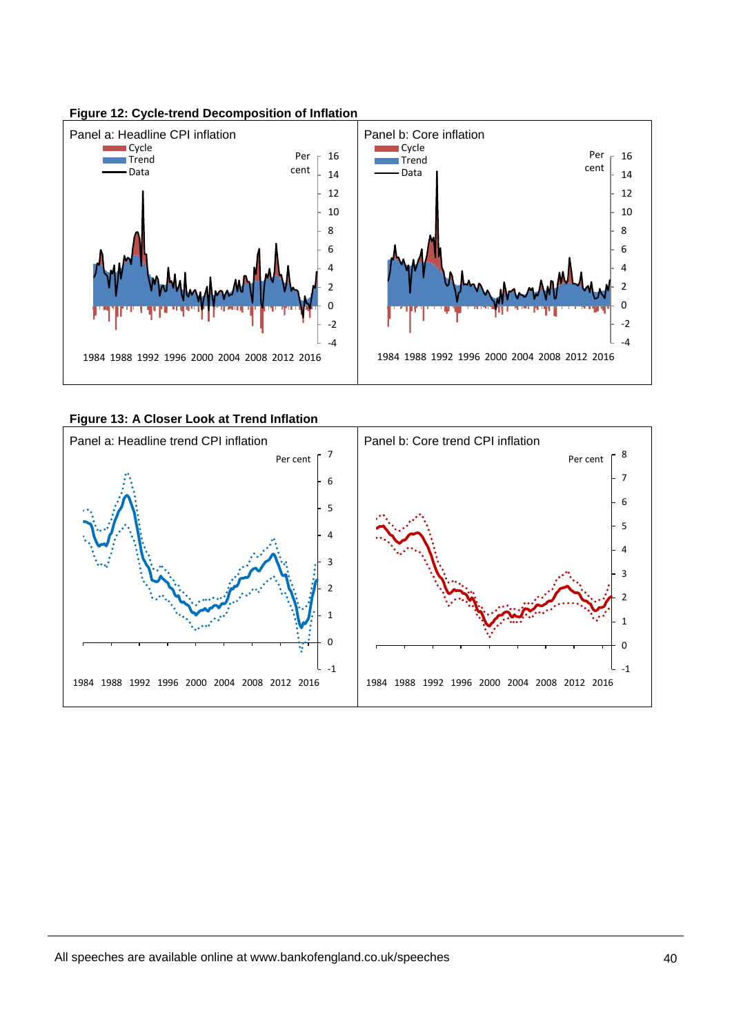**Figure 12: Cycle-trend Decomposition of Inflation**

Panel a: Headline CPI inflation

Cycle
Trend
Data

Per cent

16
14
12
10
8
6
4
2
0
-2
-4

1984 1988 1992 1996 2000 2004 2008 2012 2016

Panel b: Core inflation

Cycle
Trend
Data

Per cent

16
14
12
10
8
6
4
2
0
-2
-4

1984 1988 1992 1996 2000 2004 2008 2012 2016

**Figure 13: A Closer Look at Trend Inflation**

Panel a: Headline trend CPI inflation

Per cent

7
6
5
4
3
2
1
0
-1

1984 1988 1992 1996 2000 2004 2008 2012 2016

Panel b: Core trend CPI inflation

Per cent

8
7
6
5
4
3
2
1
0
-1

1984 1988 1992 1996 2000 2004 2008 2012 2016

All speeches are available online at www.bankofengland.co.uk/speeches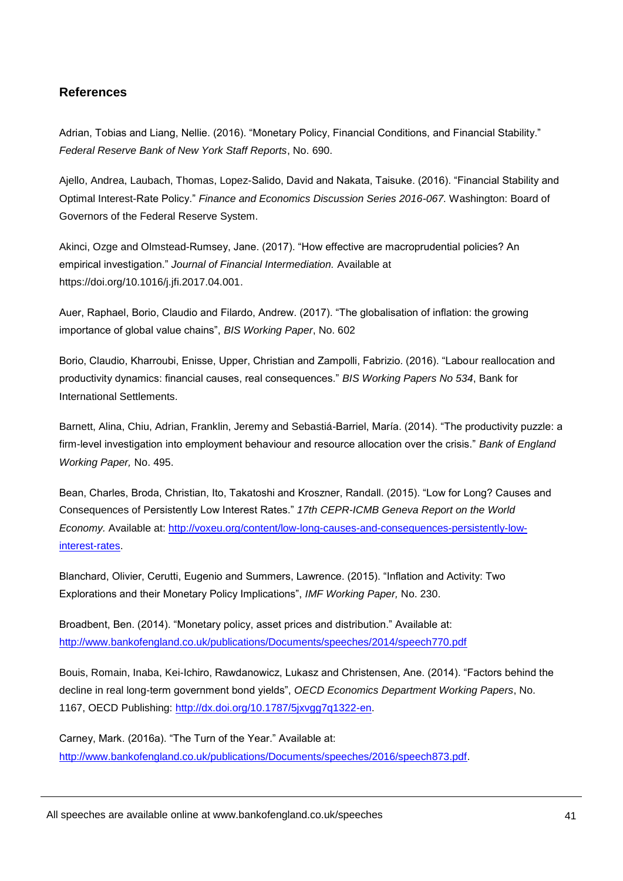## References

Adrian, Tobias and Liang, Nellie. (2016). "Monetary Policy, Financial Conditions, and Financial Stability." *Federal Reserve Bank of New York Staff Reports*, No. 690.

Ajello, Andrea, Laubach, Thomas, Lopez-Salido, David and Nakata, Taisuke. (2016). "Financial Stability and Optimal Interest-Rate Policy." *Finance and Economics Discussion Series 2016-067.* Washington: Board of Governors of the Federal Reserve System.

Akinci, Ozge and Olmstead-Rumsey, Jane. (2017). "How effective are macroprudential policies? An empirical investigation." *Journal of Financial Intermediation.* Available at https://doi.org/10.1016/j.jfi.2017.04.001.

Auer, Raphael, Borio, Claudio and Filardo, Andrew. (2017). "The globalisation of inflation: the growing importance of global value chains", *BIS Working Paper*, No. 602

Borio, Claudio, Kharroubi, Enisse, Upper, Christian and Zampolli, Fabrizio. (2016). "Labour reallocation and productivity dynamics: financial causes, real consequences." *BIS Working Papers No 534*, Bank for International Settlements.

Barnett, Alina, Chiu, Adrian, Franklin, Jeremy and Sebastiá-Barriel, María. (2014). "The productivity puzzle: a firm-level investigation into employment behaviour and resource allocation over the crisis." *Bank of England Working Paper,* No. 495.

Bean, Charles, Broda, Christian, Ito, Takatoshi and Kroszner, Randall. (2015). "Low for Long? Causes and Consequences of Persistently Low Interest Rates." *17th CEPR-ICMB Geneva Report on the World Economy.* Available at: http://voxeu.org/content/low-long-causes-and-consequences-persistently-low-interest-rates.

Blanchard, Olivier, Cerutti, Eugenio and Summers, Lawrence. (2015). "Inflation and Activity: Two Explorations and their Monetary Policy Implications", *IMF Working Paper,* No. 230.

Broadbent, Ben. (2014). "Monetary policy, asset prices and distribution." Available at: http://www.bankofengland.co.uk/publications/Documents/speeches/2014/speech770.pdf

Bouis, Romain, Inaba, Kei-Ichiro, Rawdanowicz, Lukasz and Christensen, Ane. (2014). "Factors behind the decline in real long-term government bond yields", *OECD Economics Department Working Papers*, No. 1167, OECD Publishing: http://dx.doi.org/10.1787/5jxvgg7q1322-en.

Carney, Mark. (2016a). "The Turn of the Year." Available at: http://www.bankofengland.co.uk/publications/Documents/speeches/2016/speech873.pdf.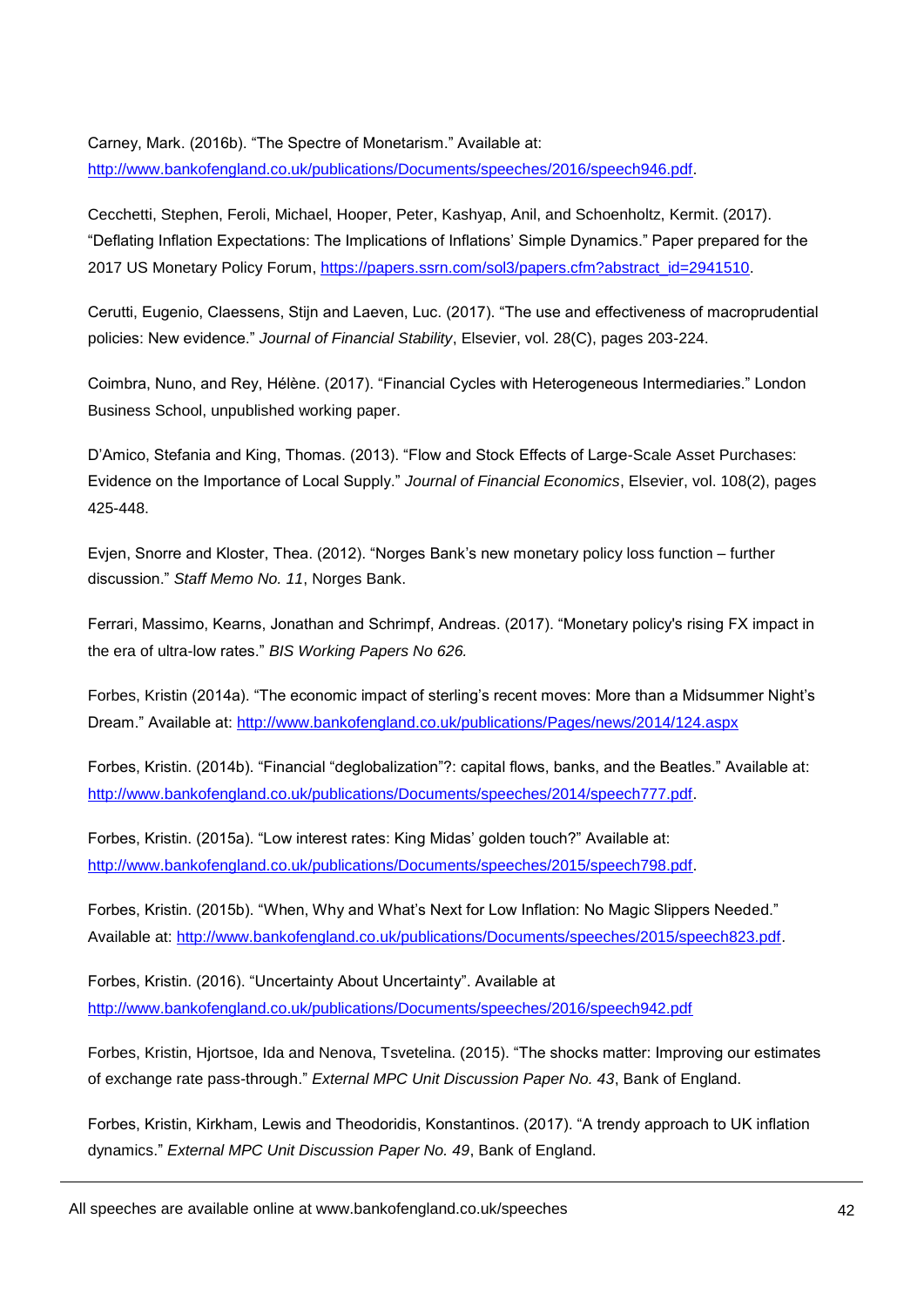Carney, Mark. (2016b). "The Spectre of Monetarism." Available at: http://www.bankofengland.co.uk/publications/Documents/speeches/2016/speech946.pdf.

Cecchetti, Stephen, Feroli, Michael, Hooper, Peter, Kashyap, Anil, and Schoenholtz, Kermit. (2017). "Deflating Inflation Expectations: The Implications of Inflations' Simple Dynamics." Paper prepared for the 2017 US Monetary Policy Forum, https://papers.ssrn.com/sol3/papers.cfm?abstract_id=2941510.

Cerutti, Eugenio, Claessens, Stijn and Laeven, Luc. (2017). "The use and effectiveness of macroprudential policies: New evidence." *Journal of Financial Stability*, Elsevier, vol. 28(C), pages 203-224.

Coimbra, Nuno, and Rey, Hélène. (2017). "Financial Cycles with Heterogeneous Intermediaries." London Business School, unpublished working paper.

D'Amico, Stefania and King, Thomas. (2013). "Flow and Stock Effects of Large-Scale Asset Purchases: Evidence on the Importance of Local Supply." *Journal of Financial Economics*, Elsevier, vol. 108(2), pages 425-448.

Evjen, Snorre and Kloster, Thea. (2012). "Norges Bank's new monetary policy loss function – further discussion." *Staff Memo No. 11*, Norges Bank.

Ferrari, Massimo, Kearns, Jonathan and Schrimpf, Andreas. (2017). "Monetary policy's rising FX impact in the era of ultra-low rates." *BIS Working Papers No 626.*

Forbes, Kristin (2014a). "The economic impact of sterling's recent moves: More than a Midsummer Night's Dream." Available at: http://www.bankofengland.co.uk/publications/Pages/news/2014/124.aspx

Forbes, Kristin. (2014b). "Financial "deglobalization"?: capital flows, banks, and the Beatles." Available at: http://www.bankofengland.co.uk/publications/Documents/speeches/2014/speech777.pdf.

Forbes, Kristin. (2015a). "Low interest rates: King Midas' golden touch?" Available at: http://www.bankofengland.co.uk/publications/Documents/speeches/2015/speech798.pdf.

Forbes, Kristin. (2015b). "When, Why and What's Next for Low Inflation: No Magic Slippers Needed." Available at: http://www.bankofengland.co.uk/publications/Documents/speeches/2015/speech823.pdf.

Forbes, Kristin. (2016). "Uncertainty About Uncertainty". Available at http://www.bankofengland.co.uk/publications/Documents/speeches/2016/speech942.pdf

Forbes, Kristin, Hjortsoe, Ida and Nenova, Tsvetelina. (2015). "The shocks matter: Improving our estimates of exchange rate pass-through." *External MPC Unit Discussion Paper No. 43*, Bank of England.

Forbes, Kristin, Kirkham, Lewis and Theodoridis, Konstantinos. (2017). "A trendy approach to UK inflation dynamics." *External MPC Unit Discussion Paper No. 49*, Bank of England.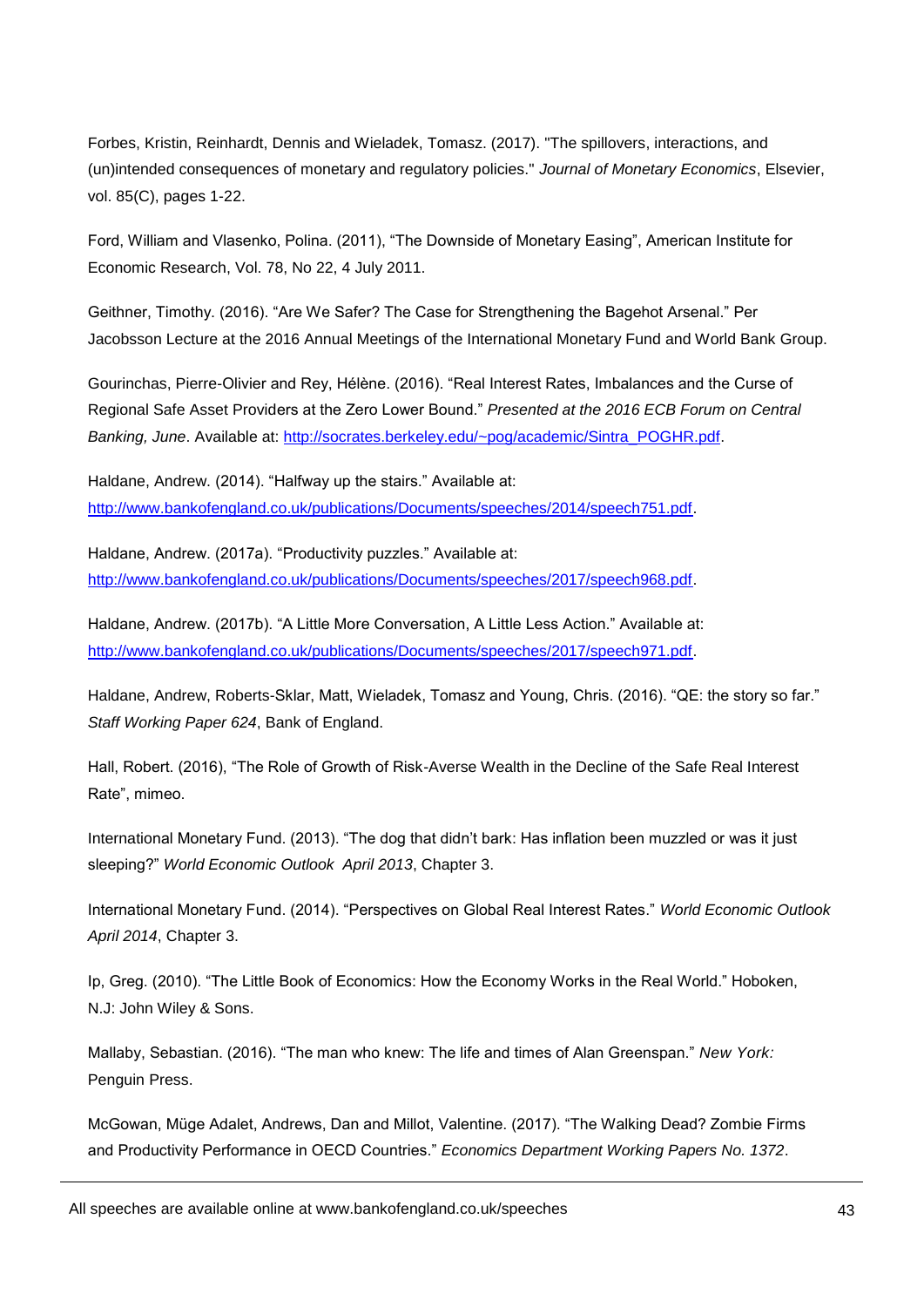Forbes, Kristin, Reinhardt, Dennis and Wieladek, Tomasz. (2017). "The spillovers, interactions, and (un)intended consequences of monetary and regulatory policies." *Journal of Monetary Economics*, Elsevier, vol. 85(C), pages 1-22.

Ford, William and Vlasenko, Polina. (2011), "The Downside of Monetary Easing", American Institute for Economic Research, Vol. 78, No 22, 4 July 2011.

Geithner, Timothy. (2016). "Are We Safer? The Case for Strengthening the Bagehot Arsenal." Per Jacobsson Lecture at the 2016 Annual Meetings of the International Monetary Fund and World Bank Group.

Gourinchas, Pierre-Olivier and Rey, Hélène. (2016). "Real Interest Rates, Imbalances and the Curse of Regional Safe Asset Providers at the Zero Lower Bound." *Presented at the 2016 ECB Forum on Central Banking, June*. Available at: http://socrates.berkeley.edu/~pog/academic/Sintra_POGHR.pdf.

Haldane, Andrew. (2014). "Halfway up the stairs." Available at: http://www.bankofengland.co.uk/publications/Documents/speeches/2014/speech751.pdf.

Haldane, Andrew. (2017a). "Productivity puzzles." Available at: http://www.bankofengland.co.uk/publications/Documents/speeches/2017/speech968.pdf.

Haldane, Andrew. (2017b). "A Little More Conversation, A Little Less Action." Available at: http://www.bankofengland.co.uk/publications/Documents/speeches/2017/speech971.pdf.

Haldane, Andrew, Roberts-Sklar, Matt, Wieladek, Tomasz and Young, Chris. (2016). "QE: the story so far." *Staff Working Paper 624*, Bank of England.

Hall, Robert. (2016), "The Role of Growth of Risk-Averse Wealth in the Decline of the Safe Real Interest Rate", mimeo.

International Monetary Fund. (2013). "The dog that didn't bark: Has inflation been muzzled or was it just sleeping?" *World Economic Outlook April 2013*, Chapter 3.

International Monetary Fund. (2014). "Perspectives on Global Real Interest Rates." *World Economic Outlook April 2014*, Chapter 3.

Ip, Greg. (2010). "The Little Book of Economics: How the Economy Works in the Real World." Hoboken, N.J: John Wiley & Sons.

Mallaby, Sebastian. (2016). "The man who knew: The life and times of Alan Greenspan." *New York:* Penguin Press.

McGowan, Müge Adalet, Andrews, Dan and Millot, Valentine. (2017). "The Walking Dead? Zombie Firms and Productivity Performance in OECD Countries." *Economics Department Working Papers No. 1372*.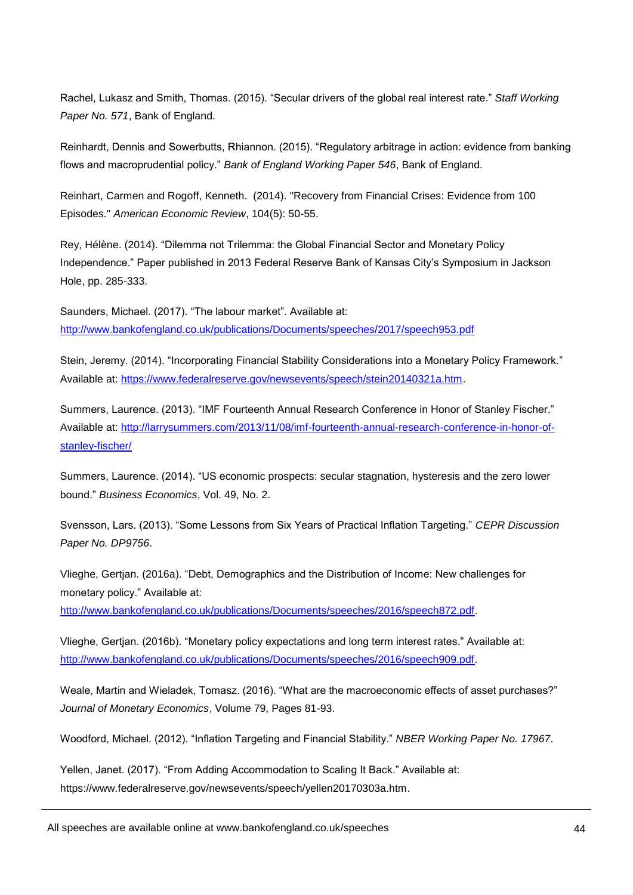Rachel, Lukasz and Smith, Thomas. (2015). “Secular drivers of the global real interest rate.” *Staff Working Paper No. 571*, Bank of England.

Reinhardt, Dennis and Sowerbutts, Rhiannon. (2015). “Regulatory arbitrage in action: evidence from banking flows and macroprudential policy.” *Bank of England Working Paper 546*, Bank of England.

Reinhart, Carmen and Rogoff, Kenneth. (2014). "Recovery from Financial Crises: Evidence from 100 Episodes." *American Economic Review*, 104(5): 50-55.

Rey, Hélène. (2014). “Dilemma not Trilemma: the Global Financial Sector and Monetary Policy Independence.” Paper published in 2013 Federal Reserve Bank of Kansas City’s Symposium in Jackson Hole, pp. 285-333.

Saunders, Michael. (2017). “The labour market”. Available at: http://www.bankofengland.co.uk/publications/Documents/speeches/2017/speech953.pdf

Stein, Jeremy. (2014). “Incorporating Financial Stability Considerations into a Monetary Policy Framework.” Available at: https://www.federalreserve.gov/newsevents/speech/stein20140321a.htm.

Summers, Laurence. (2013). “IMF Fourteenth Annual Research Conference in Honor of Stanley Fischer.” Available at: http://larrysummers.com/2013/11/08/imf-fourteenth-annual-research-conference-in-honor-of-stanley-fischer/

Summers, Laurence. (2014). “US economic prospects: secular stagnation, hysteresis and the zero lower bound.” *Business Economics*, Vol. 49, No. 2.

Svensson, Lars. (2013). “Some Lessons from Six Years of Practical Inflation Targeting.” *CEPR Discussion Paper No. DP9756*.

Vlieghe, Gertjan. (2016a). “Debt, Demographics and the Distribution of Income: New challenges for monetary policy.” Available at: http://www.bankofengland.co.uk/publications/Documents/speeches/2016/speech872.pdf.

Vlieghe, Gertjan. (2016b). “Monetary policy expectations and long term interest rates.” Available at: http://www.bankofengland.co.uk/publications/Documents/speeches/2016/speech909.pdf.

Weale, Martin and Wieladek, Tomasz. (2016). “What are the macroeconomic effects of asset purchases?” *Journal of Monetary Economics*, Volume 79, Pages 81-93.

Woodford, Michael. (2012). “Inflation Targeting and Financial Stability.” *NBER Working Paper No. 17967*.

Yellen, Janet. (2017). “From Adding Accommodation to Scaling It Back.” Available at: https://www.federalreserve.gov/newsevents/speech/yellen20170303a.htm.